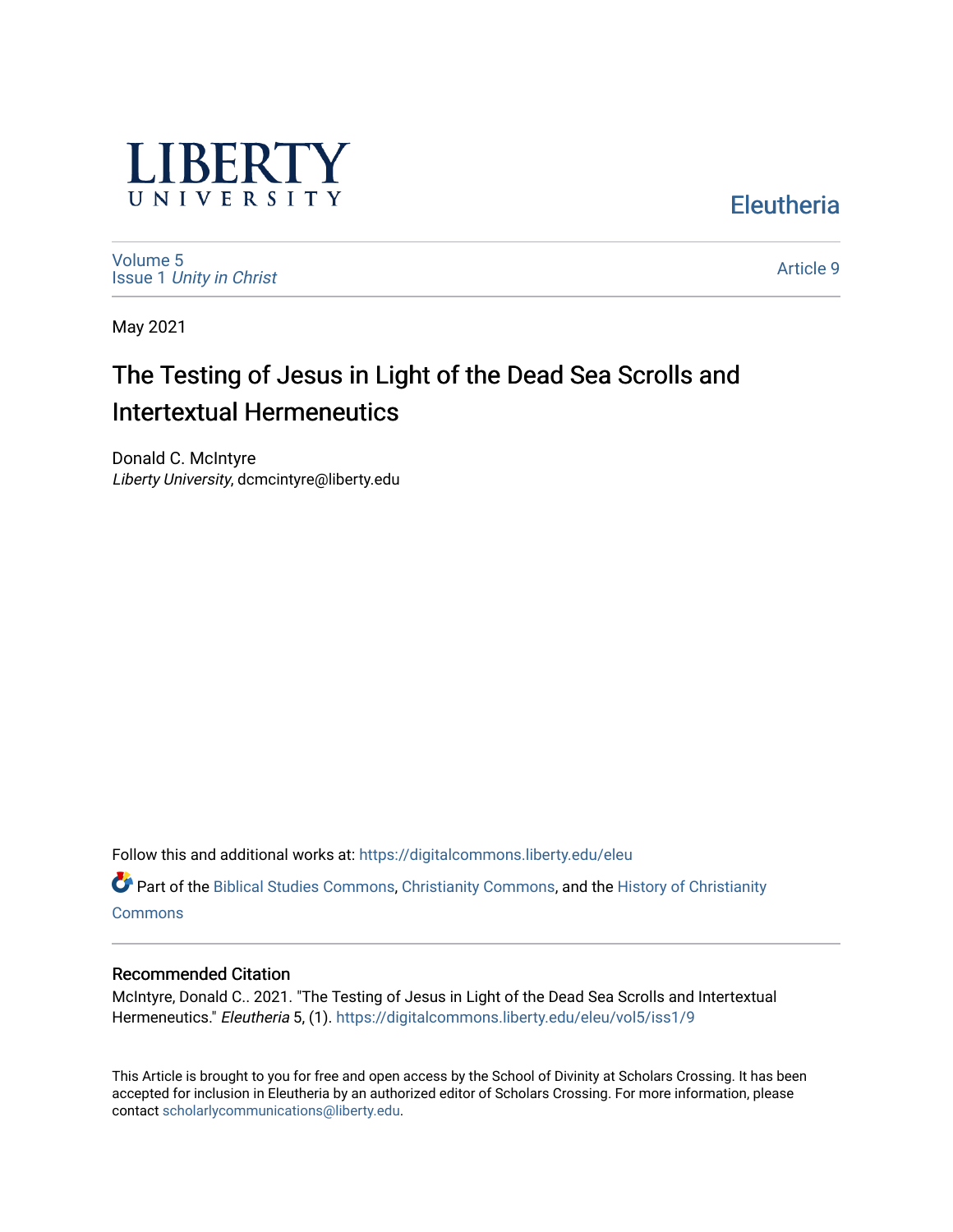LIBERTY UNIVERSITY

Eleutheria

Volume 5
Issue 1 *Unity in Christ*

Article 9

May 2021

# The Testing of Jesus in Light of the Dead Sea Scrolls and Intertextual Hermeneutics

Donald C. McIntyre
*Liberty University*, dcmcintyre@liberty.edu

Follow this and additional works at: https://digitalcommons.liberty.edu/eleu

Part of the Biblical Studies Commons, Christianity Commons, and the History of Christianity Commons

## Recommended Citation

McIntyre, Donald C.. 2021. "The Testing of Jesus in Light of the Dead Sea Scrolls and Intertextual Hermeneutics." *Eleutheria* 5, (1). https://digitalcommons.liberty.edu/eleu/vol5/iss1/9

This Article is brought to you for free and open access by the School of Divinity at Scholars Crossing. It has been accepted for inclusion in Eleutheria by an authorized editor of Scholars Crossing. For more information, please contact scholarlycommunications@liberty.edu.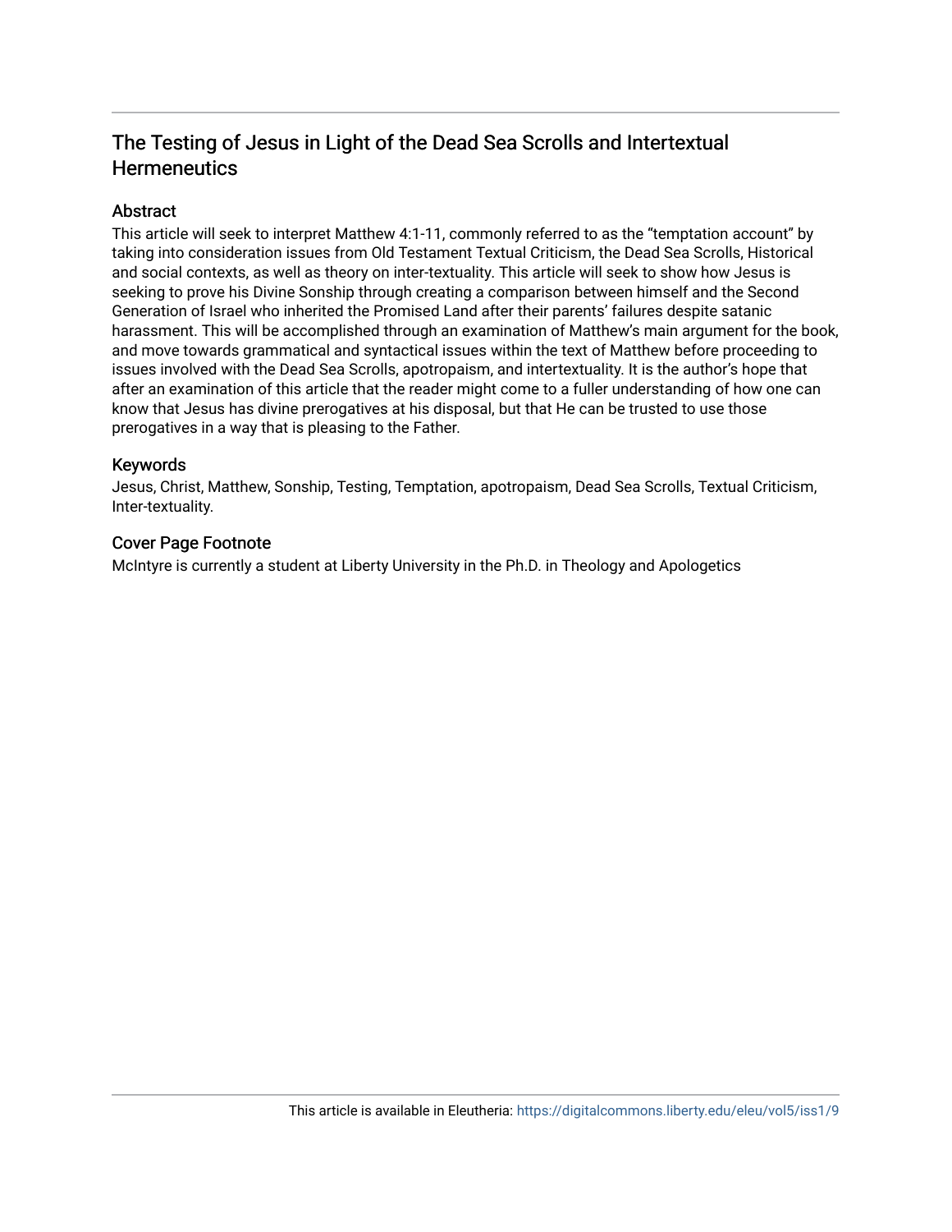# The Testing of Jesus in Light of the Dead Sea Scrolls and Intertextual Hermeneutics

## Abstract

This article will seek to interpret Matthew 4:1-11, commonly referred to as the "temptation account" by taking into consideration issues from Old Testament Textual Criticism, the Dead Sea Scrolls, Historical and social contexts, as well as theory on inter-textuality. This article will seek to show how Jesus is seeking to prove his Divine Sonship through creating a comparison between himself and the Second Generation of Israel who inherited the Promised Land after their parents' failures despite satanic harassment. This will be accomplished through an examination of Matthew's main argument for the book, and move towards grammatical and syntactical issues within the text of Matthew before proceeding to issues involved with the Dead Sea Scrolls, apotropaism, and intertextuality. It is the author's hope that after an examination of this article that the reader might come to a fuller understanding of how one can know that Jesus has divine prerogatives at his disposal, but that He can be trusted to use those prerogatives in a way that is pleasing to the Father.

## Keywords

Jesus, Christ, Matthew, Sonship, Testing, Temptation, apotropaism, Dead Sea Scrolls, Textual Criticism, Inter-textuality.

## Cover Page Footnote

McIntyre is currently a student at Liberty University in the Ph.D. in Theology and Apologetics

This article is available in Eleutheria: https://digitalcommons.liberty.edu/eleu/vol5/iss1/9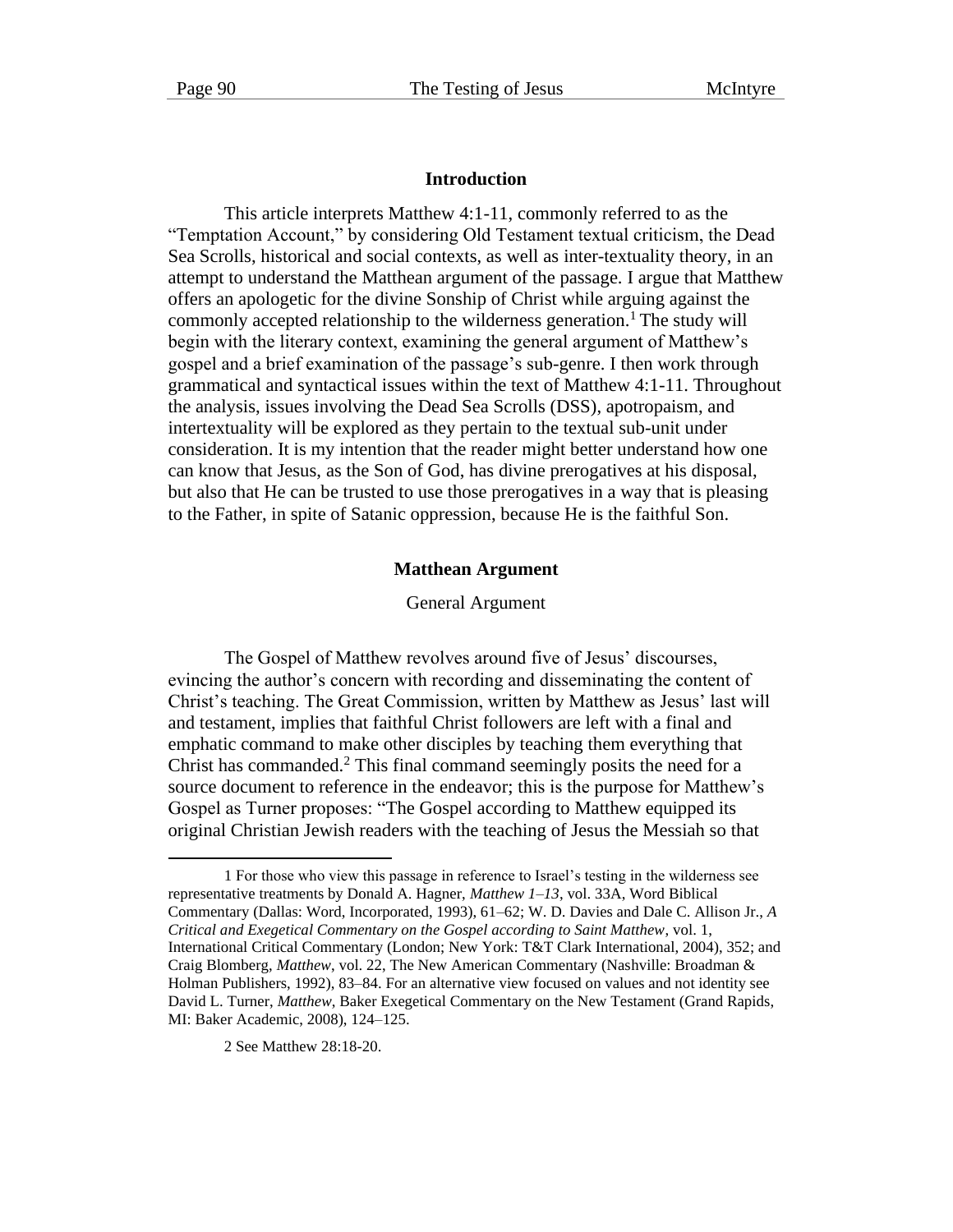## Introduction

This article interprets Matthew 4:1-11, commonly referred to as the "Temptation Account," by considering Old Testament textual criticism, the Dead Sea Scrolls, historical and social contexts, as well as inter-textuality theory, in an attempt to understand the Matthean argument of the passage. I argue that Matthew offers an apologetic for the divine Sonship of Christ while arguing against the commonly accepted relationship to the wilderness generation.[1] The study will begin with the literary context, examining the general argument of Matthew's gospel and a brief examination of the passage's sub-genre. I then work through grammatical and syntactical issues within the text of Matthew 4:1-11. Throughout the analysis, issues involving the Dead Sea Scrolls (DSS), apotropaism, and intertextuality will be explored as they pertain to the textual sub-unit under consideration. It is my intention that the reader might better understand how one can know that Jesus, as the Son of God, has divine prerogatives at his disposal, but also that He can be trusted to use those prerogatives in a way that is pleasing to the Father, in spite of Satanic oppression, because He is the faithful Son.

## Matthean Argument

### General Argument

The Gospel of Matthew revolves around five of Jesus' discourses, evincing the author's concern with recording and disseminating the content of Christ's teaching. The Great Commission, written by Matthew as Jesus' last will and testament, implies that faithful Christ followers are left with a final and emphatic command to make other disciples by teaching them everything that Christ has commanded.[2] This final command seemingly posits the need for a source document to reference in the endeavor; this is the purpose for Matthew's Gospel as Turner proposes: "The Gospel according to Matthew equipped its original Christian Jewish readers with the teaching of Jesus the Messiah so that

---

1 For those who view this passage in reference to Israel's testing in the wilderness see representative treatments by Donald A. Hagner, *Matthew 1–13*, vol. 33A, Word Biblical Commentary (Dallas: Word, Incorporated, 1993), 61–62; W. D. Davies and Dale C. Allison Jr., *A Critical and Exegetical Commentary on the Gospel according to Saint Matthew*, vol. 1, International Critical Commentary (London; New York: T&T Clark International, 2004), 352; and Craig Blomberg, *Matthew*, vol. 22, The New American Commentary (Nashville: Broadman & Holman Publishers, 1992), 83–84. For an alternative view focused on values and not identity see David L. Turner, *Matthew*, Baker Exegetical Commentary on the New Testament (Grand Rapids, MI: Baker Academic, 2008), 124–125.

2 See Matthew 28:18-20.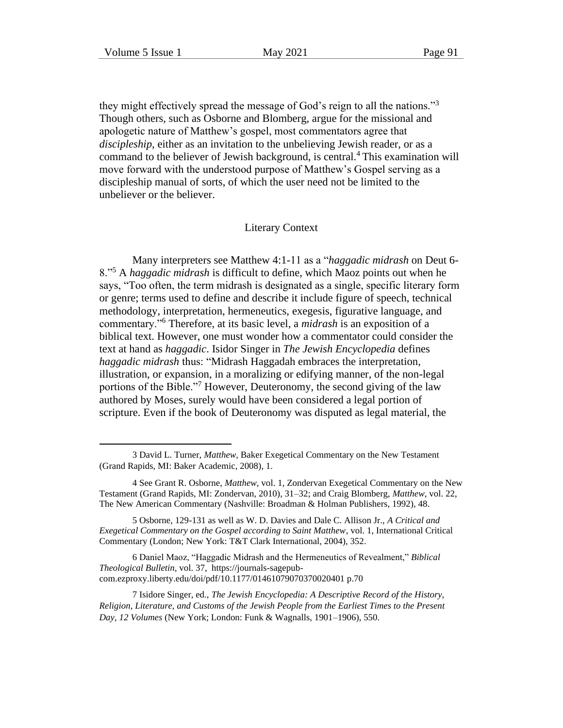they might effectively spread the message of God's reign to all the nations."[3] Though others, such as Osborne and Blomberg, argue for the missional and apologetic nature of Matthew's gospel, most commentators agree that *discipleship*, either as an invitation to the unbelieving Jewish reader, or as a command to the believer of Jewish background, is central.[4] This examination will move forward with the understood purpose of Matthew's Gospel serving as a discipleship manual of sorts, of which the user need not be limited to the unbeliever or the believer.

## Literary Context

Many interpreters see Matthew 4:1-11 as a "*haggadic midrash* on Deut 6-8."[5] A *haggadic midrash* is difficult to define, which Maoz points out when he says, "Too often, the term midrash is designated as a single, specific literary form or genre; terms used to define and describe it include figure of speech, technical methodology, interpretation, hermeneutics, exegesis, figurative language, and commentary."[6] Therefore, at its basic level, a *midrash* is an exposition of a biblical text. However, one must wonder how a commentator could consider the text at hand as *haggadic*. Isidor Singer in *The Jewish Encyclopedia* defines *haggadic midrash* thus: "Midrash Haggadah embraces the interpretation, illustration, or expansion, in a moralizing or edifying manner, of the non-legal portions of the Bible."[7] However, Deuteronomy, the second giving of the law authored by Moses, surely would have been considered a legal portion of scripture. Even if the book of Deuteronomy was disputed as legal material, the

---

3 David L. Turner, *Matthew*, Baker Exegetical Commentary on the New Testament (Grand Rapids, MI: Baker Academic, 2008), 1.

4 See Grant R. Osborne, *Matthew*, vol. 1, Zondervan Exegetical Commentary on the New Testament (Grand Rapids, MI: Zondervan, 2010), 31–32; and Craig Blomberg, *Matthew*, vol. 22, The New American Commentary (Nashville: Broadman & Holman Publishers, 1992), 48.

5 Osborne, 129-131 as well as W. D. Davies and Dale C. Allison Jr., *A Critical and Exegetical Commentary on the Gospel according to Saint Matthew*, vol. 1, International Critical Commentary (London; New York: T&T Clark International, 2004), 352.

6 Daniel Maoz, "Haggadic Midrash and the Hermeneutics of Revealment," *Biblical Theological Bulletin*, vol. 37, https://journals-sagepub-com.ezproxy.liberty.edu/doi/pdf/10.1177/014610790703700020401 p.70

7 Isidore Singer, ed., *The Jewish Encyclopedia: A Descriptive Record of the History, Religion, Literature, and Customs of the Jewish People from the Earliest Times to the Present Day, 12 Volumes* (New York; London: Funk & Wagnalls, 1901–1906), 550.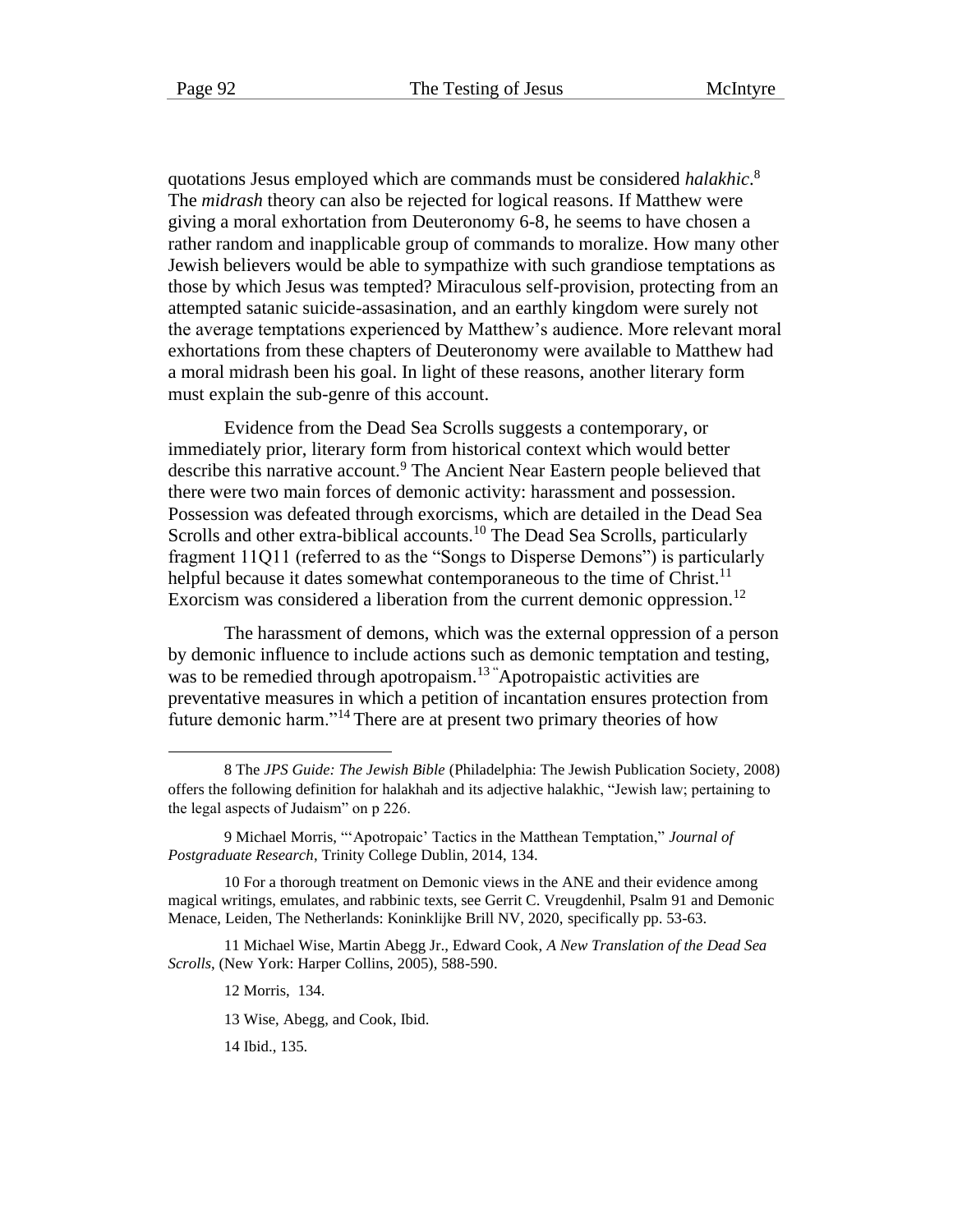quotations Jesus employed which are commands must be considered *halakhic*.[8] The *midrash* theory can also be rejected for logical reasons. If Matthew were giving a moral exhortation from Deuteronomy 6-8, he seems to have chosen a rather random and inapplicable group of commands to moralize. How many other Jewish believers would be able to sympathize with such grandiose temptations as those by which Jesus was tempted? Miraculous self-provision, protecting from an attempted satanic suicide-assasination, and an earthly kingdom were surely not the average temptations experienced by Matthew's audience. More relevant moral exhortations from these chapters of Deuteronomy were available to Matthew had a moral midrash been his goal. In light of these reasons, another literary form must explain the sub-genre of this account.

Evidence from the Dead Sea Scrolls suggests a contemporary, or immediately prior, literary form from historical context which would better describe this narrative account.[9] The Ancient Near Eastern people believed that there were two main forces of demonic activity: harassment and possession. Possession was defeated through exorcisms, which are detailed in the Dead Sea Scrolls and other extra-biblical accounts.[10] The Dead Sea Scrolls, particularly fragment 11Q11 (referred to as the "Songs to Disperse Demons") is particularly helpful because it dates somewhat contemporaneous to the time of Christ.[11] Exorcism was considered a liberation from the current demonic oppression.[12]

The harassment of demons, which was the external oppression of a person by demonic influence to include actions such as demonic temptation and testing, was to be remedied through apotropaism.[13] "Apotropaistic activities are preventative measures in which a petition of incantation ensures protection from future demonic harm."[14] There are at present two primary theories of how

---

8 The *JPS Guide: The Jewish Bible* (Philadelphia: The Jewish Publication Society, 2008) offers the following definition for halakhah and its adjective halakhic, "Jewish law; pertaining to the legal aspects of Judaism" on p 226.

9 Michael Morris, "'Apotropaic' Tactics in the Matthean Temptation," *Journal of Postgraduate Research*, Trinity College Dublin, 2014, 134.

10 For a thorough treatment on Demonic views in the ANE and their evidence among magical writings, emulates, and rabbinic texts, see Gerrit C. Vreugdenhil, Psalm 91 and Demonic Menace, Leiden, The Netherlands: Koninklijke Brill NV, 2020, specifically pp. 53-63.

11 Michael Wise, Martin Abegg Jr., Edward Cook, *A New Translation of the Dead Sea Scrolls*, (New York: Harper Collins, 2005), 588-590.

12 Morris, 134.

13 Wise, Abegg, and Cook, Ibid.

14 Ibid., 135.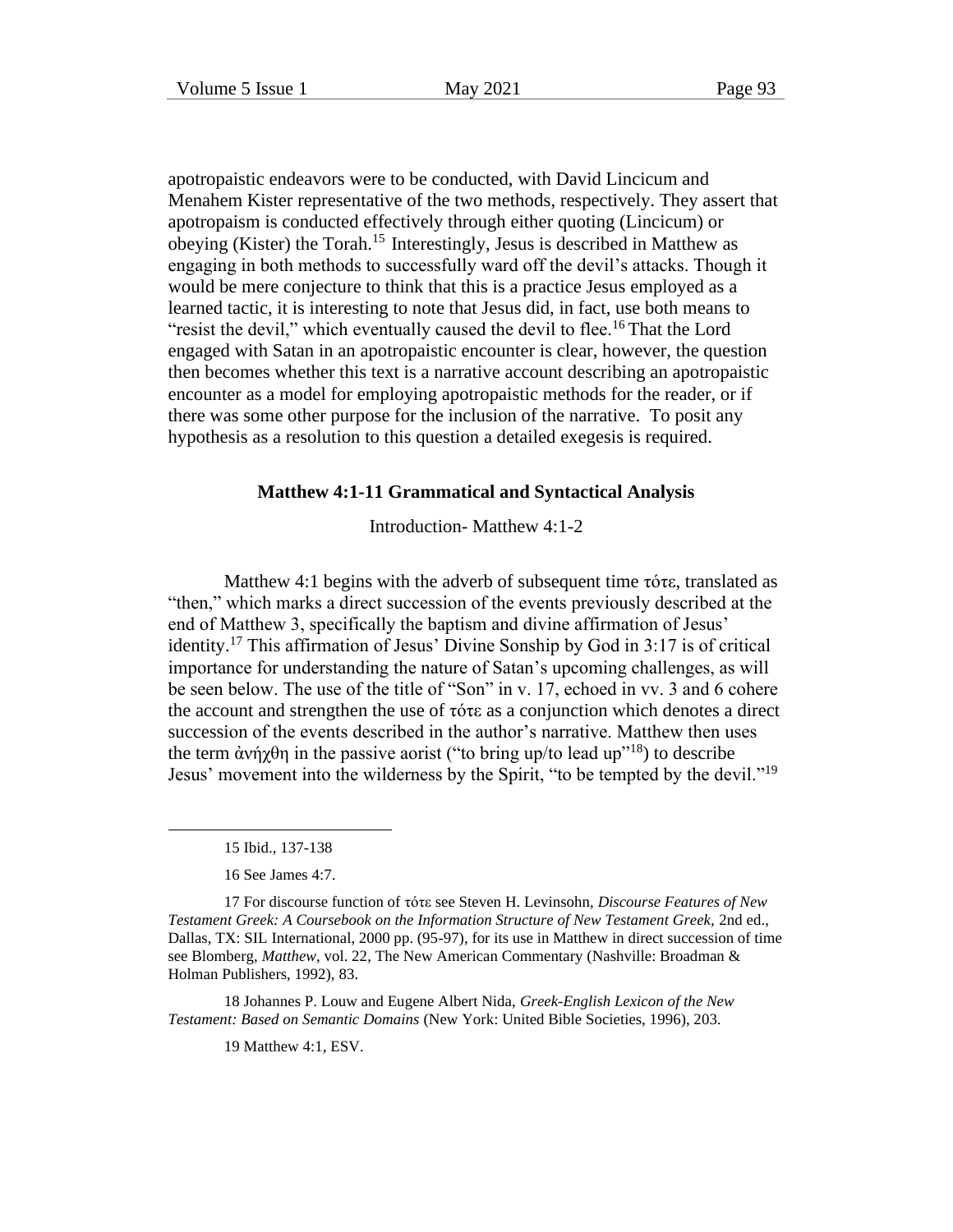apotropaistic endeavors were to be conducted, with David Lincicum and Menahem Kister representative of the two methods, respectively. They assert that apotropaism is conducted effectively through either quoting (Lincicum) or obeying (Kister) the Torah.[15] Interestingly, Jesus is described in Matthew as engaging in both methods to successfully ward off the devil's attacks. Though it would be mere conjecture to think that this is a practice Jesus employed as a learned tactic, it is interesting to note that Jesus did, in fact, use both means to "resist the devil," which eventually caused the devil to flee.[16] That the Lord engaged with Satan in an apotropaistic encounter is clear, however, the question then becomes whether this text is a narrative account describing an apotropaistic encounter as a model for employing apotropaistic methods for the reader, or if there was some other purpose for the inclusion of the narrative. To posit any hypothesis as a resolution to this question a detailed exegesis is required.

## Matthew 4:1-11 Grammatical and Syntactical Analysis

### Introduction- Matthew 4:1-2

Matthew 4:1 begins with the adverb of subsequent time τότε, translated as "then," which marks a direct succession of the events previously described at the end of Matthew 3, specifically the baptism and divine affirmation of Jesus' identity.[17] This affirmation of Jesus' Divine Sonship by God in 3:17 is of critical importance for understanding the nature of Satan's upcoming challenges, as will be seen below. The use of the title of "Son" in v. 17, echoed in vv. 3 and 6 cohere the account and strengthen the use of τότε as a conjunction which denotes a direct succession of the events described in the author's narrative. Matthew then uses the term ἀνήχθη in the passive aorist ("to bring up/to lead up"[18]) to describe Jesus' movement into the wilderness by the Spirit, "to be tempted by the devil."[19]

---

15 Ibid., 137-138

16 See James 4:7.

17 For discourse function of τότε see Steven H. Levinsohn, *Discourse Features of New Testament Greek: A Coursebook on the Information Structure of New Testament Greek*, 2nd ed., Dallas, TX: SIL International, 2000 pp. (95-97), for its use in Matthew in direct succession of time see Blomberg, *Matthew*, vol. 22, The New American Commentary (Nashville: Broadman & Holman Publishers, 1992), 83.

18 Johannes P. Louw and Eugene Albert Nida, *Greek-English Lexicon of the New Testament: Based on Semantic Domains* (New York: United Bible Societies, 1996), 203.

19 Matthew 4:1, ESV.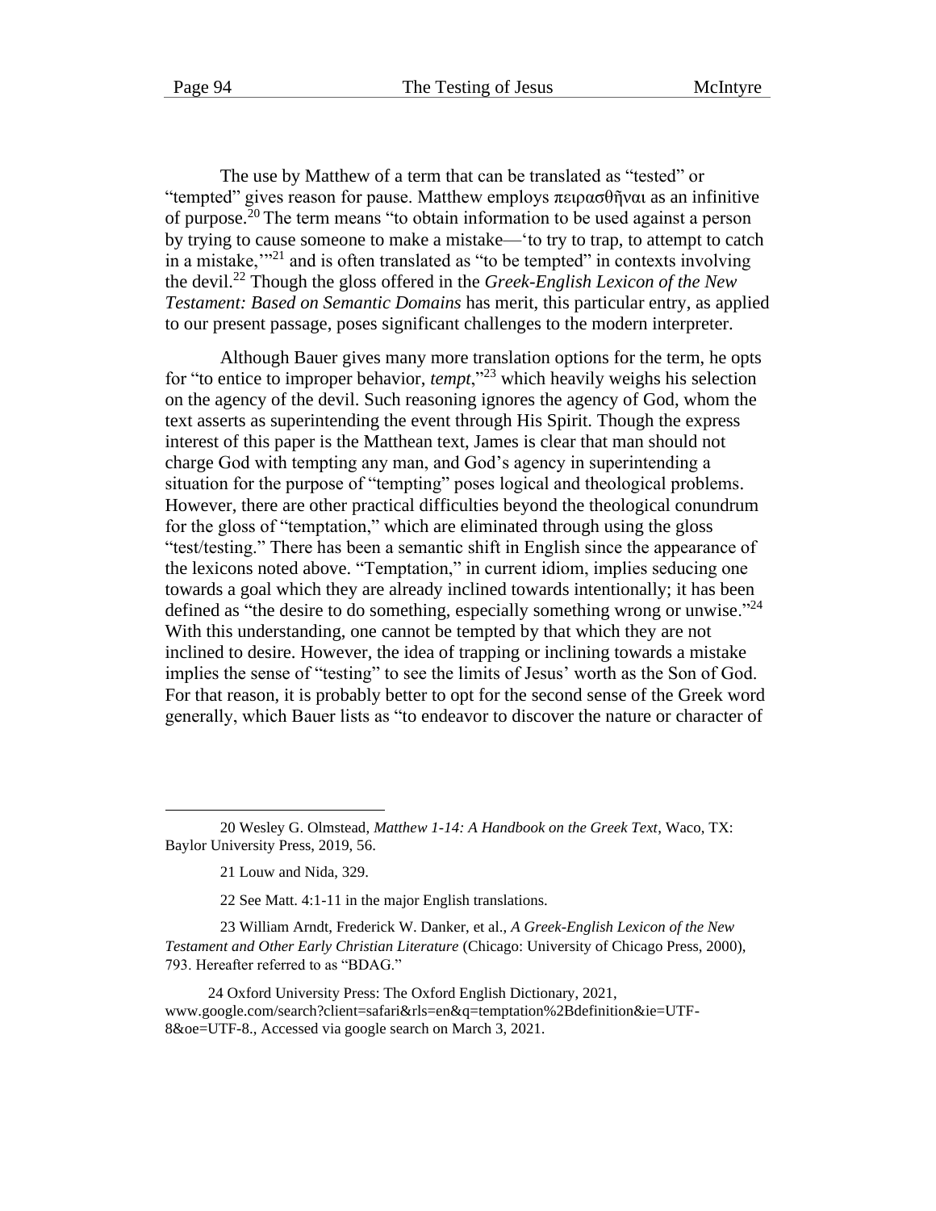The use by Matthew of a term that can be translated as "tested" or "tempted" gives reason for pause. Matthew employs πειρασθῆναι as an infinitive of purpose.[20] The term means "to obtain information to be used against a person by trying to cause someone to make a mistake—'to try to trap, to attempt to catch in a mistake,'"[21] and is often translated as "to be tempted" in contexts involving the devil.[22] Though the gloss offered in the *Greek-English Lexicon of the New Testament: Based on Semantic Domains* has merit, this particular entry, as applied to our present passage, poses significant challenges to the modern interpreter.

Although Bauer gives many more translation options for the term, he opts for "to entice to improper behavior, *tempt*,"[23] which heavily weighs his selection on the agency of the devil. Such reasoning ignores the agency of God, whom the text asserts as superintending the event through His Spirit. Though the express interest of this paper is the Matthean text, James is clear that man should not charge God with tempting any man, and God's agency in superintending a situation for the purpose of "tempting" poses logical and theological problems. However, there are other practical difficulties beyond the theological conundrum for the gloss of "temptation," which are eliminated through using the gloss "test/testing." There has been a semantic shift in English since the appearance of the lexicons noted above. "Temptation," in current idiom, implies seducing one towards a goal which they are already inclined towards intentionally; it has been defined as "the desire to do something, especially something wrong or unwise."[24] With this understanding, one cannot be tempted by that which they are not inclined to desire. However, the idea of trapping or inclining towards a mistake implies the sense of "testing" to see the limits of Jesus' worth as the Son of God. For that reason, it is probably better to opt for the second sense of the Greek word generally, which Bauer lists as "to endeavor to discover the nature or character of

---

20 Wesley G. Olmstead, *Matthew 1-14: A Handbook on the Greek Text*, Waco, TX: Baylor University Press, 2019, 56.

21 Louw and Nida, 329.

22 See Matt. 4:1-11 in the major English translations.

23 William Arndt, Frederick W. Danker, et al., *A Greek-English Lexicon of the New Testament and Other Early Christian Literature* (Chicago: University of Chicago Press, 2000), 793. Hereafter referred to as "BDAG."

24 Oxford University Press: The Oxford English Dictionary, 2021, www.google.com/search?client=safari&rls=en&q=temptation%2Bdefinition&ie=UTF-8&oe=UTF-8., Accessed via google search on March 3, 2021.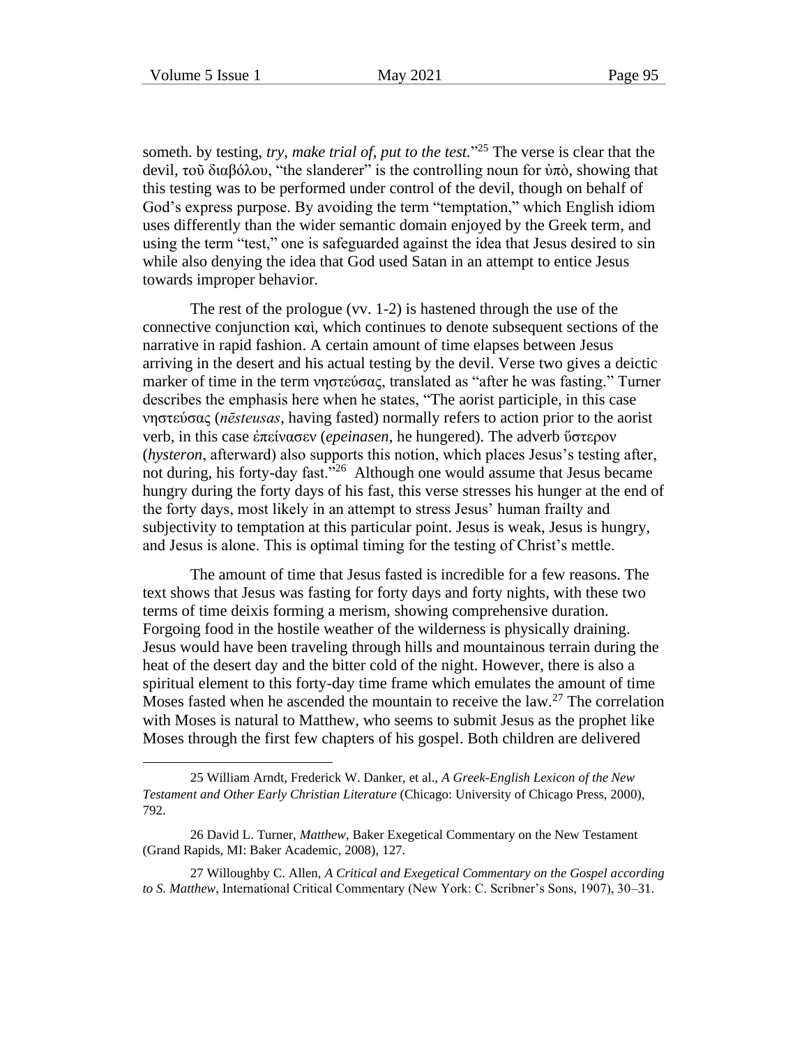someth. by testing, *try, make trial of, put to the test.*"[25] The verse is clear that the devil, τοῦ διαβόλου, "the slanderer" is the controlling noun for ὑπὸ, showing that this testing was to be performed under control of the devil, though on behalf of God's express purpose. By avoiding the term "temptation," which English idiom uses differently than the wider semantic domain enjoyed by the Greek term, and using the term "test," one is safeguarded against the idea that Jesus desired to sin while also denying the idea that God used Satan in an attempt to entice Jesus towards improper behavior.

The rest of the prologue (vv. 1-2) is hastened through the use of the connective conjunction καὶ, which continues to denote subsequent sections of the narrative in rapid fashion. A certain amount of time elapses between Jesus arriving in the desert and his actual testing by the devil. Verse two gives a deictic marker of time in the term νηστεύσας, translated as "after he was fasting." Turner describes the emphasis here when he states, "The aorist participle, in this case νηστεύσας (*nēsteusas*, having fasted) normally refers to action prior to the aorist verb, in this case ἐπείνασεν (*epeinasen*, he hungered). The adverb ὕστερον (*hysteron*, afterward) also supports this notion, which places Jesus's testing after, not during, his forty-day fast."[26] Although one would assume that Jesus became hungry during the forty days of his fast, this verse stresses his hunger at the end of the forty days, most likely in an attempt to stress Jesus' human frailty and subjectivity to temptation at this particular point. Jesus is weak, Jesus is hungry, and Jesus is alone. This is optimal timing for the testing of Christ's mettle.

The amount of time that Jesus fasted is incredible for a few reasons. The text shows that Jesus was fasting for forty days and forty nights, with these two terms of time deixis forming a merism, showing comprehensive duration. Forgoing food in the hostile weather of the wilderness is physically draining. Jesus would have been traveling through hills and mountainous terrain during the heat of the desert day and the bitter cold of the night. However, there is also a spiritual element to this forty-day time frame which emulates the amount of time Moses fasted when he ascended the mountain to receive the law.[27] The correlation with Moses is natural to Matthew, who seems to submit Jesus as the prophet like Moses through the first few chapters of his gospel. Both children are delivered

---

25 William Arndt, Frederick W. Danker, et al., *A Greek-English Lexicon of the New Testament and Other Early Christian Literature* (Chicago: University of Chicago Press, 2000), 792.

26 David L. Turner, *Matthew*, Baker Exegetical Commentary on the New Testament (Grand Rapids, MI: Baker Academic, 2008), 127.

27 Willoughby C. Allen, *A Critical and Exegetical Commentary on the Gospel according to S. Matthew*, International Critical Commentary (New York: C. Scribner's Sons, 1907), 30–31.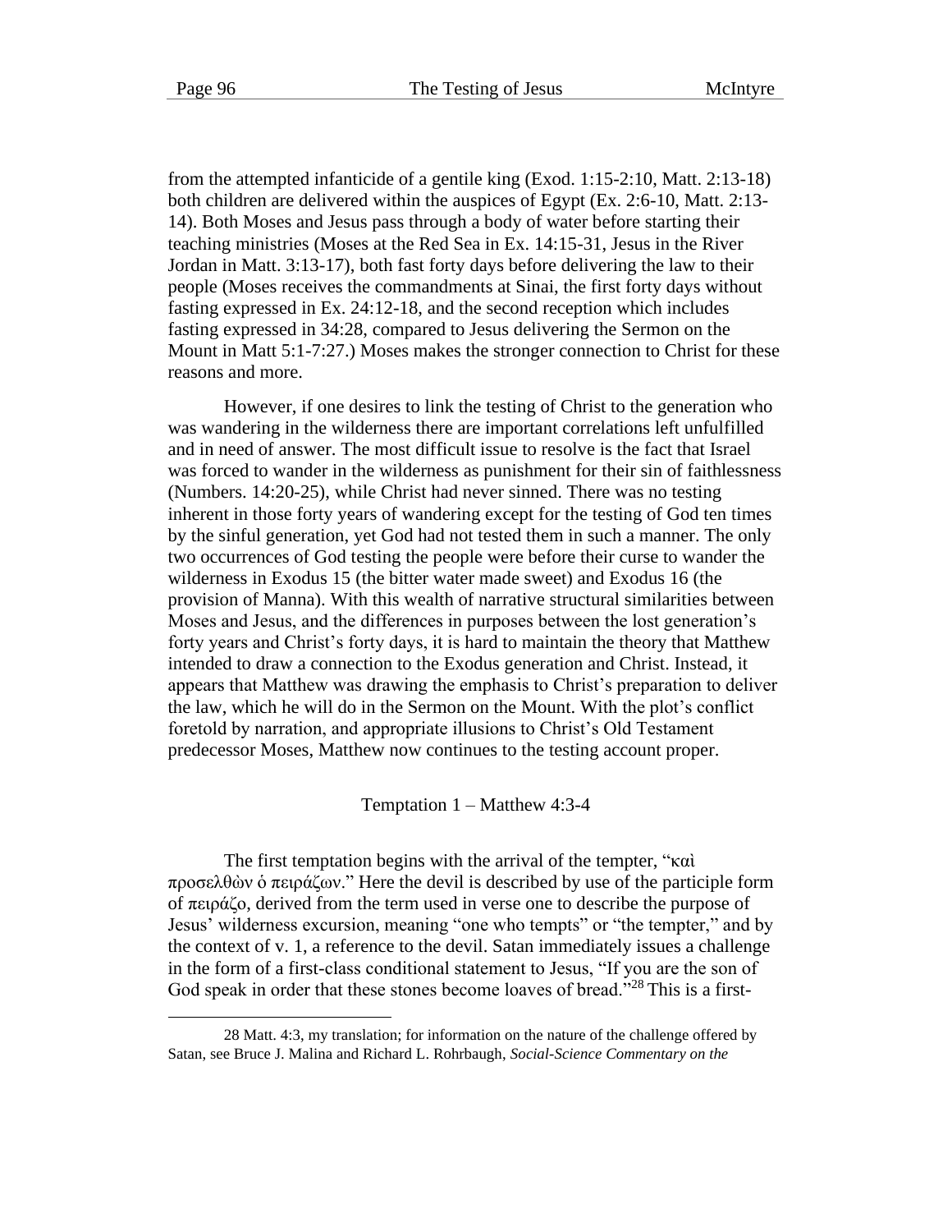from the attempted infanticide of a gentile king (Exod. 1:15-2:10, Matt. 2:13-18) both children are delivered within the auspices of Egypt (Ex. 2:6-10, Matt. 2:13-14). Both Moses and Jesus pass through a body of water before starting their teaching ministries (Moses at the Red Sea in Ex. 14:15-31, Jesus in the River Jordan in Matt. 3:13-17), both fast forty days before delivering the law to their people (Moses receives the commandments at Sinai, the first forty days without fasting expressed in Ex. 24:12-18, and the second reception which includes fasting expressed in 34:28, compared to Jesus delivering the Sermon on the Mount in Matt 5:1-7:27.) Moses makes the stronger connection to Christ for these reasons and more.

However, if one desires to link the testing of Christ to the generation who was wandering in the wilderness there are important correlations left unfulfilled and in need of answer. The most difficult issue to resolve is the fact that Israel was forced to wander in the wilderness as punishment for their sin of faithlessness (Numbers. 14:20-25), while Christ had never sinned. There was no testing inherent in those forty years of wandering except for the testing of God ten times by the sinful generation, yet God had not tested them in such a manner. The only two occurrences of God testing the people were before their curse to wander the wilderness in Exodus 15 (the bitter water made sweet) and Exodus 16 (the provision of Manna). With this wealth of narrative structural similarities between Moses and Jesus, and the differences in purposes between the lost generation's forty years and Christ's forty days, it is hard to maintain the theory that Matthew intended to draw a connection to the Exodus generation and Christ. Instead, it appears that Matthew was drawing the emphasis to Christ's preparation to deliver the law, which he will do in the Sermon on the Mount. With the plot's conflict foretold by narration, and appropriate illusions to Christ's Old Testament predecessor Moses, Matthew now continues to the testing account proper.

### Temptation 1 – Matthew 4:3-4

The first temptation begins with the arrival of the tempter, "καὶ προσελθὼν ὁ πειράζων." Here the devil is described by use of the participle form of πειράζο, derived from the term used in verse one to describe the purpose of Jesus' wilderness excursion, meaning "one who tempts" or "the tempter," and by the context of v. 1, a reference to the devil. Satan immediately issues a challenge in the form of a first-class conditional statement to Jesus, "If you are the son of God speak in order that these stones become loaves of bread."[28] This is a first-

---

28 Matt. 4:3, my translation; for information on the nature of the challenge offered by Satan, see Bruce J. Malina and Richard L. Rohrbaugh, *Social-Science Commentary on the*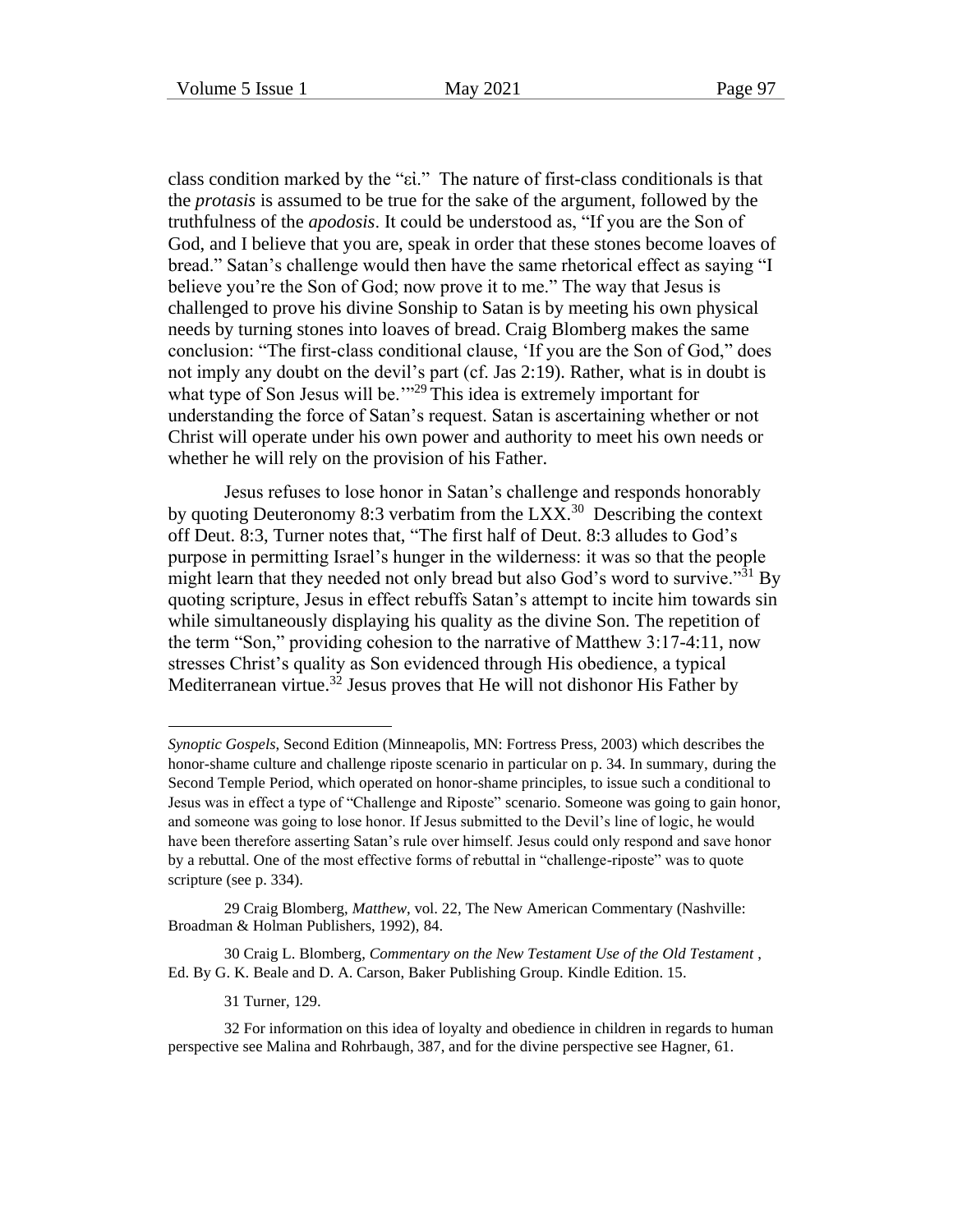class condition marked by the "εἰ." The nature of first-class conditionals is that the *protasis* is assumed to be true for the sake of the argument, followed by the truthfulness of the *apodosis*. It could be understood as, "If you are the Son of God, and I believe that you are, speak in order that these stones become loaves of bread." Satan's challenge would then have the same rhetorical effect as saying "I believe you're the Son of God; now prove it to me." The way that Jesus is challenged to prove his divine Sonship to Satan is by meeting his own physical needs by turning stones into loaves of bread. Craig Blomberg makes the same conclusion: "The first-class conditional clause, 'If you are the Son of God," does not imply any doubt on the devil's part (cf. Jas 2:19). Rather, what is in doubt is what type of Son Jesus will be.'"[29] This idea is extremely important for understanding the force of Satan's request. Satan is ascertaining whether or not Christ will operate under his own power and authority to meet his own needs or whether he will rely on the provision of his Father.

Jesus refuses to lose honor in Satan's challenge and responds honorably by quoting Deuteronomy 8:3 verbatim from the LXX.[30] Describing the context off Deut. 8:3, Turner notes that, "The first half of Deut. 8:3 alludes to God's purpose in permitting Israel's hunger in the wilderness: it was so that the people might learn that they needed not only bread but also God's word to survive."[31] By quoting scripture, Jesus in effect rebuffs Satan's attempt to incite him towards sin while simultaneously displaying his quality as the divine Son. The repetition of the term "Son," providing cohesion to the narrative of Matthew 3:17-4:11, now stresses Christ's quality as Son evidenced through His obedience, a typical Mediterranean virtue.[32] Jesus proves that He will not dishonor His Father by

---

*Synoptic Gospels*, Second Edition (Minneapolis, MN: Fortress Press, 2003) which describes the honor-shame culture and challenge riposte scenario in particular on p. 34. In summary, during the Second Temple Period, which operated on honor-shame principles, to issue such a conditional to Jesus was in effect a type of "Challenge and Riposte" scenario. Someone was going to gain honor, and someone was going to lose honor. If Jesus submitted to the Devil's line of logic, he would have been therefore asserting Satan's rule over himself. Jesus could only respond and save honor by a rebuttal. One of the most effective forms of rebuttal in "challenge-riposte" was to quote scripture (see p. 334).

29 Craig Blomberg, *Matthew*, vol. 22, The New American Commentary (Nashville: Broadman & Holman Publishers, 1992), 84.

30 Craig L. Blomberg, *Commentary on the New Testament Use of the Old Testament* , Ed. By G. K. Beale and D. A. Carson, Baker Publishing Group. Kindle Edition. 15.

31 Turner, 129.

32 For information on this idea of loyalty and obedience in children in regards to human perspective see Malina and Rohrbaugh, 387, and for the divine perspective see Hagner, 61.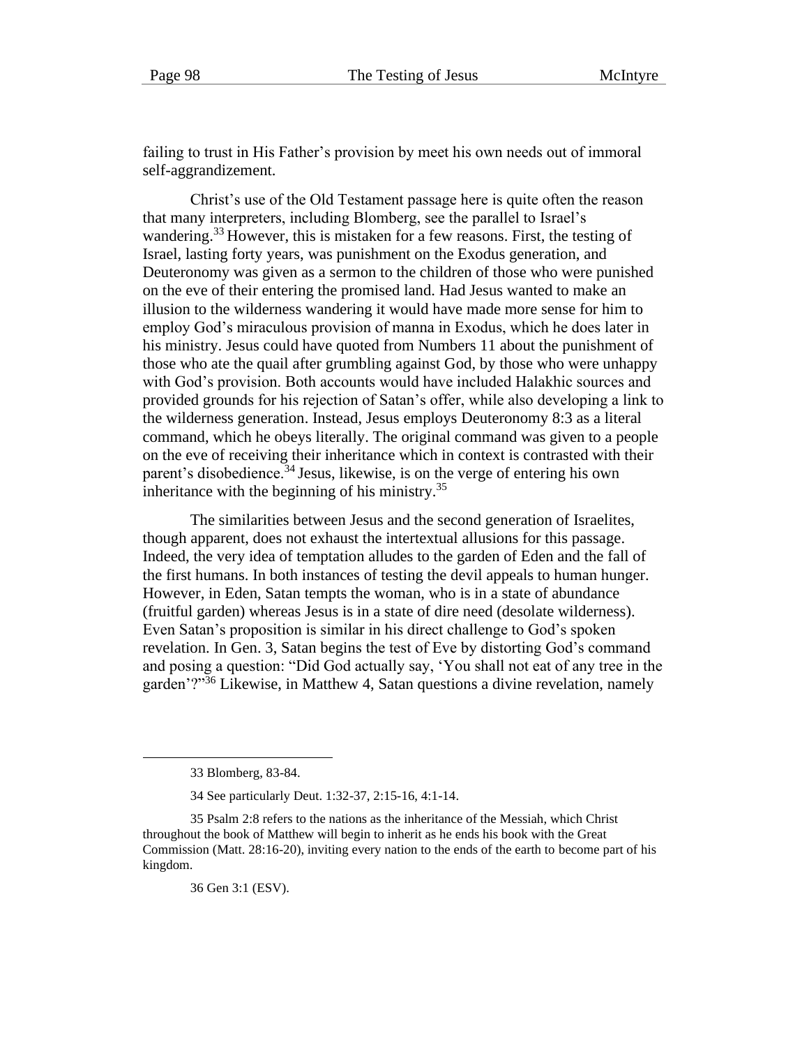failing to trust in His Father's provision by meet his own needs out of immoral self-aggrandizement.

Christ's use of the Old Testament passage here is quite often the reason that many interpreters, including Blomberg, see the parallel to Israel's wandering.[33] However, this is mistaken for a few reasons. First, the testing of Israel, lasting forty years, was punishment on the Exodus generation, and Deuteronomy was given as a sermon to the children of those who were punished on the eve of their entering the promised land. Had Jesus wanted to make an illusion to the wilderness wandering it would have made more sense for him to employ God's miraculous provision of manna in Exodus, which he does later in his ministry. Jesus could have quoted from Numbers 11 about the punishment of those who ate the quail after grumbling against God, by those who were unhappy with God's provision. Both accounts would have included Halakhic sources and provided grounds for his rejection of Satan's offer, while also developing a link to the wilderness generation. Instead, Jesus employs Deuteronomy 8:3 as a literal command, which he obeys literally. The original command was given to a people on the eve of receiving their inheritance which in context is contrasted with their parent's disobedience.[34] Jesus, likewise, is on the verge of entering his own inheritance with the beginning of his ministry.[35]

The similarities between Jesus and the second generation of Israelites, though apparent, does not exhaust the intertextual allusions for this passage. Indeed, the very idea of temptation alludes to the garden of Eden and the fall of the first humans. In both instances of testing the devil appeals to human hunger. However, in Eden, Satan tempts the woman, who is in a state of abundance (fruitful garden) whereas Jesus is in a state of dire need (desolate wilderness). Even Satan's proposition is similar in his direct challenge to God's spoken revelation. In Gen. 3, Satan begins the test of Eve by distorting God's command and posing a question: "Did God actually say, 'You shall not eat of any tree in the garden'?"[36] Likewise, in Matthew 4, Satan questions a divine revelation, namely

---

33 Blomberg, 83-84.

34 See particularly Deut. 1:32-37, 2:15-16, 4:1-14.

35 Psalm 2:8 refers to the nations as the inheritance of the Messiah, which Christ throughout the book of Matthew will begin to inherit as he ends his book with the Great Commission (Matt. 28:16-20), inviting every nation to the ends of the earth to become part of his kingdom.

36 Gen 3:1 (ESV).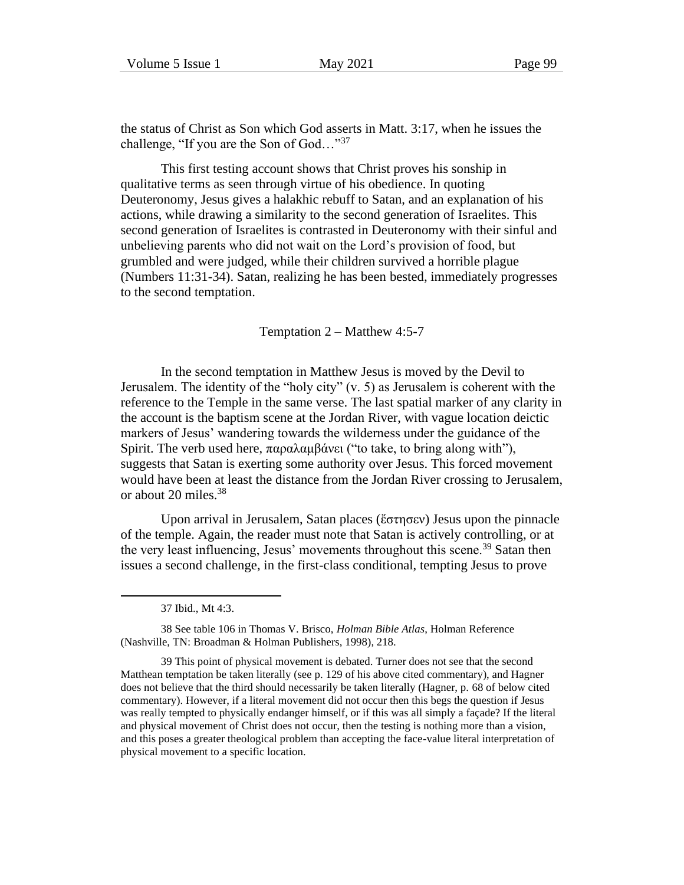the status of Christ as Son which God asserts in Matt. 3:17, when he issues the challenge, "If you are the Son of God…"[37]

This first testing account shows that Christ proves his sonship in qualitative terms as seen through virtue of his obedience. In quoting Deuteronomy, Jesus gives a halakhic rebuff to Satan, and an explanation of his actions, while drawing a similarity to the second generation of Israelites. This second generation of Israelites is contrasted in Deuteronomy with their sinful and unbelieving parents who did not wait on the Lord's provision of food, but grumbled and were judged, while their children survived a horrible plague (Numbers 11:31-34). Satan, realizing he has been bested, immediately progresses to the second temptation.

### Temptation 2 – Matthew 4:5-7

In the second temptation in Matthew Jesus is moved by the Devil to Jerusalem. The identity of the "holy city" (v. 5) as Jerusalem is coherent with the reference to the Temple in the same verse. The last spatial marker of any clarity in the account is the baptism scene at the Jordan River, with vague location deictic markers of Jesus' wandering towards the wilderness under the guidance of the Spirit. The verb used here, παραλαμβάνει ("to take, to bring along with"), suggests that Satan is exerting some authority over Jesus. This forced movement would have been at least the distance from the Jordan River crossing to Jerusalem, or about 20 miles.[38]

Upon arrival in Jerusalem, Satan places (ἔστησεν) Jesus upon the pinnacle of the temple. Again, the reader must note that Satan is actively controlling, or at the very least influencing, Jesus' movements throughout this scene.[39] Satan then issues a second challenge, in the first-class conditional, tempting Jesus to prove

---

37 Ibid., Mt 4:3.

38 See table 106 in Thomas V. Brisco, *Holman Bible Atlas*, Holman Reference (Nashville, TN: Broadman & Holman Publishers, 1998), 218.

39 This point of physical movement is debated. Turner does not see that the second Matthean temptation be taken literally (see p. 129 of his above cited commentary), and Hagner does not believe that the third should necessarily be taken literally (Hagner, p. 68 of below cited commentary). However, if a literal movement did not occur then this begs the question if Jesus was really tempted to physically endanger himself, or if this was all simply a façade? If the literal and physical movement of Christ does not occur, then the testing is nothing more than a vision, and this poses a greater theological problem than accepting the face-value literal interpretation of physical movement to a specific location.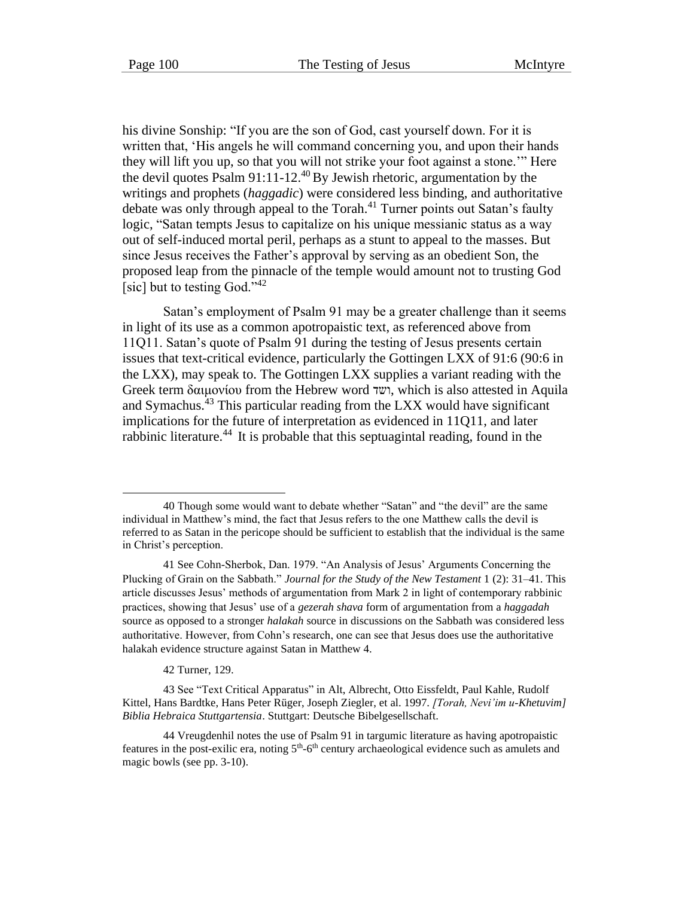his divine Sonship: "If you are the son of God, cast yourself down. For it is written that, 'His angels he will command concerning you, and upon their hands they will lift you up, so that you will not strike your foot against a stone.'" Here the devil quotes Psalm 91:11-12.[40] By Jewish rhetoric, argumentation by the writings and prophets (*haggadic*) were considered less binding, and authoritative debate was only through appeal to the Torah.[41] Turner points out Satan's faulty logic, "Satan tempts Jesus to capitalize on his unique messianic status as a way out of self-induced mortal peril, perhaps as a stunt to appeal to the masses. But since Jesus receives the Father's approval by serving as an obedient Son, the proposed leap from the pinnacle of the temple would amount not to trusting God [sic] but to testing God."[42]

Satan's employment of Psalm 91 may be a greater challenge than it seems in light of its use as a common apotropaistic text, as referenced above from 11Q11. Satan's quote of Psalm 91 during the testing of Jesus presents certain issues that text-critical evidence, particularly the Gottingen LXX of 91:6 (90:6 in the LXX), may speak to. The Gottingen LXX supplies a variant reading with the Greek term δαιμονίου from the Hebrew word ישוד, which is also attested in Aquila and Symachus.[43] This particular reading from the LXX would have significant implications for the future of interpretation as evidenced in 11Q11, and later rabbinic literature.[44] It is probable that this septuagintal reading, found in the

---

40 Though some would want to debate whether "Satan" and "the devil" are the same individual in Matthew's mind, the fact that Jesus refers to the one Matthew calls the devil is referred to as Satan in the pericope should be sufficient to establish that the individual is the same in Christ's perception.

41 See Cohn-Sherbok, Dan. 1979. "An Analysis of Jesus' Arguments Concerning the Plucking of Grain on the Sabbath." *Journal for the Study of the New Testament* 1 (2): 31–41. This article discusses Jesus' methods of argumentation from Mark 2 in light of contemporary rabbinic practices, showing that Jesus' use of a *gezerah shava* form of argumentation from a *haggadah* source as opposed to a stronger *halakah* source in discussions on the Sabbath was considered less authoritative. However, from Cohn's research, one can see that Jesus does use the authoritative halakah evidence structure against Satan in Matthew 4.

42 Turner, 129.

43 See "Text Critical Apparatus" in Alt, Albrecht, Otto Eissfeldt, Paul Kahle, Rudolf Kittel, Hans Bardtke, Hans Peter Rüger, Joseph Ziegler, et al. 1997. *[Torah, Nevi'im u-Khetuvim] Biblia Hebraica Stuttgartensia*. Stuttgart: Deutsche Bibelgesellschaft.

44 Vreugdenhil notes the use of Psalm 91 in targumic literature as having apotropaistic features in the post-exilic era, noting 5th-6th century archaeological evidence such as amulets and magic bowls (see pp. 3-10).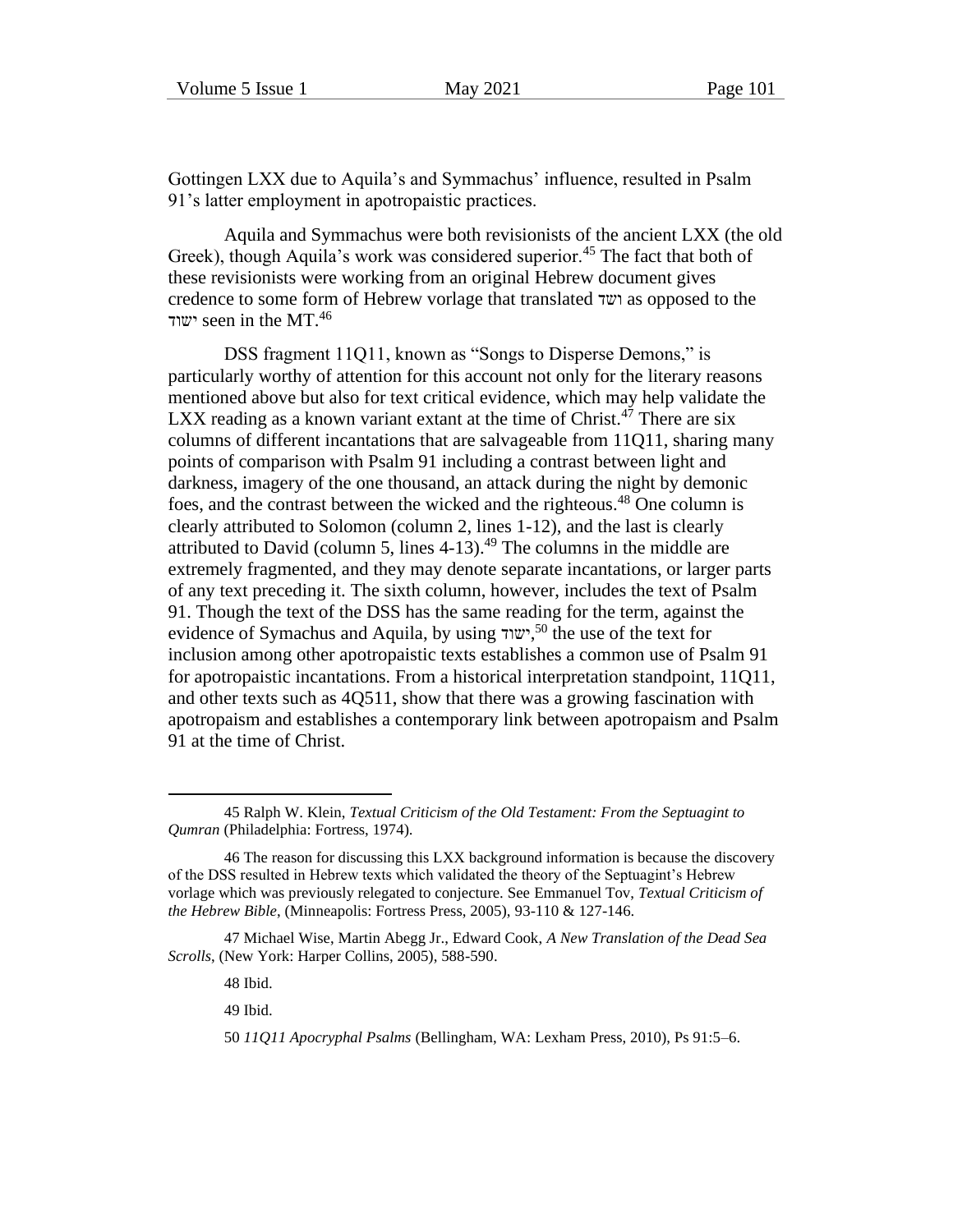Gottingen LXX due to Aquila's and Symmachus' influence, resulted in Psalm 91's latter employment in apotropaistic practices.

Aquila and Symmachus were both revisionists of the ancient LXX (the old Greek), though Aquila's work was considered superior.[45] The fact that both of these revisionists were working from an original Hebrew document gives credence to some form of Hebrew vorlage that translated ושד as opposed to the ישוד seen in the MT.[46]

DSS fragment 11Q11, known as "Songs to Disperse Demons," is particularly worthy of attention for this account not only for the literary reasons mentioned above but also for text critical evidence, which may help validate the LXX reading as a known variant extant at the time of Christ.[47] There are six columns of different incantations that are salvageable from 11Q11, sharing many points of comparison with Psalm 91 including a contrast between light and darkness, imagery of the one thousand, an attack during the night by demonic foes, and the contrast between the wicked and the righteous.[48] One column is clearly attributed to Solomon (column 2, lines 1-12), and the last is clearly attributed to David (column 5, lines 4-13).[49] The columns in the middle are extremely fragmented, and they may denote separate incantations, or larger parts of any text preceding it. The sixth column, however, includes the text of Psalm 91. Though the text of the DSS has the same reading for the term, against the evidence of Symachus and Aquila, by using ישוד,[50] the use of the text for inclusion among other apotropaistic texts establishes a common use of Psalm 91 for apotropaistic incantations. From a historical interpretation standpoint, 11Q11, and other texts such as 4Q511, show that there was a growing fascination with apotropaism and establishes a contemporary link between apotropaism and Psalm 91 at the time of Christ.

---

45 Ralph W. Klein, *Textual Criticism of the Old Testament: From the Septuagint to Qumran* (Philadelphia: Fortress, 1974).

46 The reason for discussing this LXX background information is because the discovery of the DSS resulted in Hebrew texts which validated the theory of the Septuagint's Hebrew vorlage which was previously relegated to conjecture. See Emmanuel Tov, *Textual Criticism of the Hebrew Bible*, (Minneapolis: Fortress Press, 2005), 93-110 & 127-146.

47 Michael Wise, Martin Abegg Jr., Edward Cook, *A New Translation of the Dead Sea Scrolls*, (New York: Harper Collins, 2005), 588-590.

48 Ibid.

49 Ibid.

50 *11Q11 Apocryphal Psalms* (Bellingham, WA: Lexham Press, 2010), Ps 91:5–6.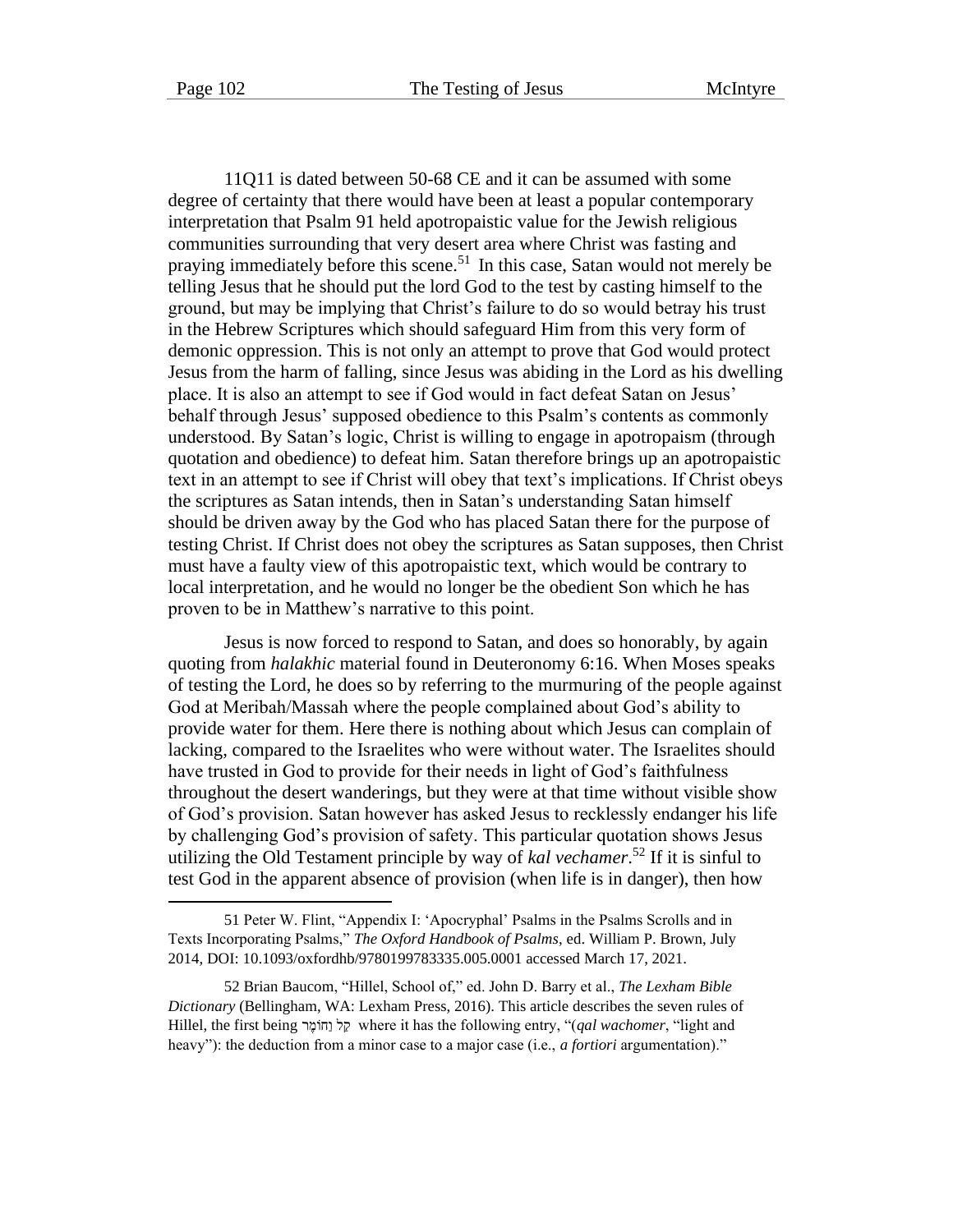11Q11 is dated between 50-68 CE and it can be assumed with some degree of certainty that there would have been at least a popular contemporary interpretation that Psalm 91 held apotropaistic value for the Jewish religious communities surrounding that very desert area where Christ was fasting and praying immediately before this scene.[51] In this case, Satan would not merely be telling Jesus that he should put the lord God to the test by casting himself to the ground, but may be implying that Christ's failure to do so would betray his trust in the Hebrew Scriptures which should safeguard Him from this very form of demonic oppression. This is not only an attempt to prove that God would protect Jesus from the harm of falling, since Jesus was abiding in the Lord as his dwelling place. It is also an attempt to see if God would in fact defeat Satan on Jesus' behalf through Jesus' supposed obedience to this Psalm's contents as commonly understood. By Satan's logic, Christ is willing to engage in apotropaism (through quotation and obedience) to defeat him. Satan therefore brings up an apotropaistic text in an attempt to see if Christ will obey that text's implications. If Christ obeys the scriptures as Satan intends, then in Satan's understanding Satan himself should be driven away by the God who has placed Satan there for the purpose of testing Christ. If Christ does not obey the scriptures as Satan supposes, then Christ must have a faulty view of this apotropaistic text, which would be contrary to local interpretation, and he would no longer be the obedient Son which he has proven to be in Matthew's narrative to this point.

Jesus is now forced to respond to Satan, and does so honorably, by again quoting from *halakhic* material found in Deuteronomy 6:16. When Moses speaks of testing the Lord, he does so by referring to the murmuring of the people against God at Meribah/Massah where the people complained about God's ability to provide water for them. Here there is nothing about which Jesus can complain of lacking, compared to the Israelites who were without water. The Israelites should have trusted in God to provide for their needs in light of God's faithfulness throughout the desert wanderings, but they were at that time without visible show of God's provision. Satan however has asked Jesus to recklessly endanger his life by challenging God's provision of safety. This particular quotation shows Jesus utilizing the Old Testament principle by way of *kal vechamer*.[52] If it is sinful to test God in the apparent absence of provision (when life is in danger), then how

---

51 Peter W. Flint, "Appendix I: 'Apocryphal' Psalms in the Psalms Scrolls and in Texts Incorporating Psalms," *The Oxford Handbook of Psalms*, ed. William P. Brown, July 2014, DOI: 10.1093/oxfordhb/9780199783335.005.0001 accessed March 17, 2021.

52 Brian Baucom, "Hillel, School of," ed. John D. Barry et al., *The Lexham Bible Dictionary* (Bellingham, WA: Lexham Press, 2016). This article describes the seven rules of Hillel, the first being קַל וָחוֹמֶר where it has the following entry, "(*qal wachomer*, "light and heavy"): the deduction from a minor case to a major case (i.e., *a fortiori* argumentation)."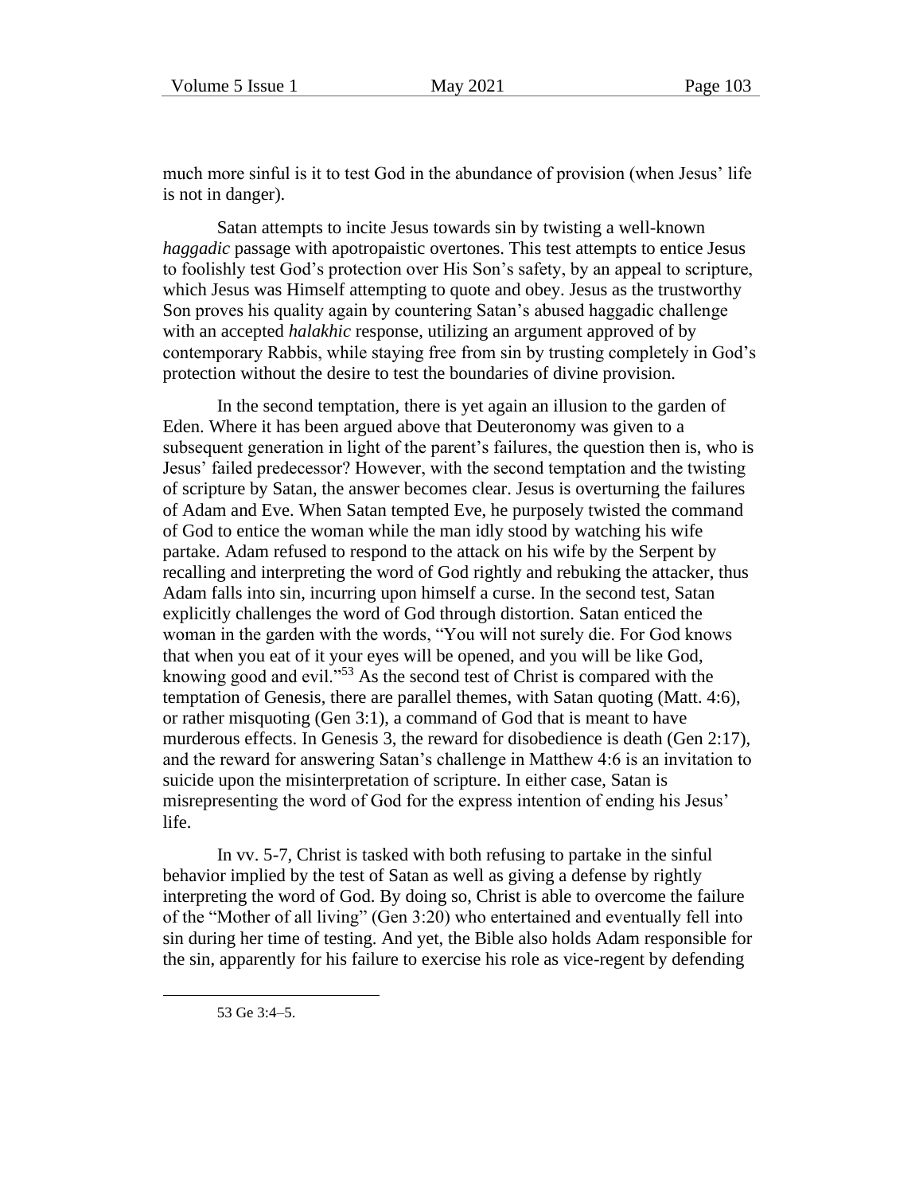much more sinful is it to test God in the abundance of provision (when Jesus' life is not in danger).

Satan attempts to incite Jesus towards sin by twisting a well-known *haggadic* passage with apotropaistic overtones. This test attempts to entice Jesus to foolishly test God's protection over His Son's safety, by an appeal to scripture, which Jesus was Himself attempting to quote and obey. Jesus as the trustworthy Son proves his quality again by countering Satan's abused haggadic challenge with an accepted *halakhic* response, utilizing an argument approved of by contemporary Rabbis, while staying free from sin by trusting completely in God's protection without the desire to test the boundaries of divine provision.

In the second temptation, there is yet again an illusion to the garden of Eden. Where it has been argued above that Deuteronomy was given to a subsequent generation in light of the parent's failures, the question then is, who is Jesus' failed predecessor? However, with the second temptation and the twisting of scripture by Satan, the answer becomes clear. Jesus is overturning the failures of Adam and Eve. When Satan tempted Eve, he purposely twisted the command of God to entice the woman while the man idly stood by watching his wife partake. Adam refused to respond to the attack on his wife by the Serpent by recalling and interpreting the word of God rightly and rebuking the attacker, thus Adam falls into sin, incurring upon himself a curse. In the second test, Satan explicitly challenges the word of God through distortion. Satan enticed the woman in the garden with the words, "You will not surely die. For God knows that when you eat of it your eyes will be opened, and you will be like God, knowing good and evil."[53] As the second test of Christ is compared with the temptation of Genesis, there are parallel themes, with Satan quoting (Matt. 4:6), or rather misquoting (Gen 3:1), a command of God that is meant to have murderous effects. In Genesis 3, the reward for disobedience is death (Gen 2:17), and the reward for answering Satan's challenge in Matthew 4:6 is an invitation to suicide upon the misinterpretation of scripture. In either case, Satan is misrepresenting the word of God for the express intention of ending his Jesus' life.

In vv. 5-7, Christ is tasked with both refusing to partake in the sinful behavior implied by the test of Satan as well as giving a defense by rightly interpreting the word of God. By doing so, Christ is able to overcome the failure of the "Mother of all living" (Gen 3:20) who entertained and eventually fell into sin during her time of testing. And yet, the Bible also holds Adam responsible for the sin, apparently for his failure to exercise his role as vice-regent by defending

---

53 Ge 3:4–5.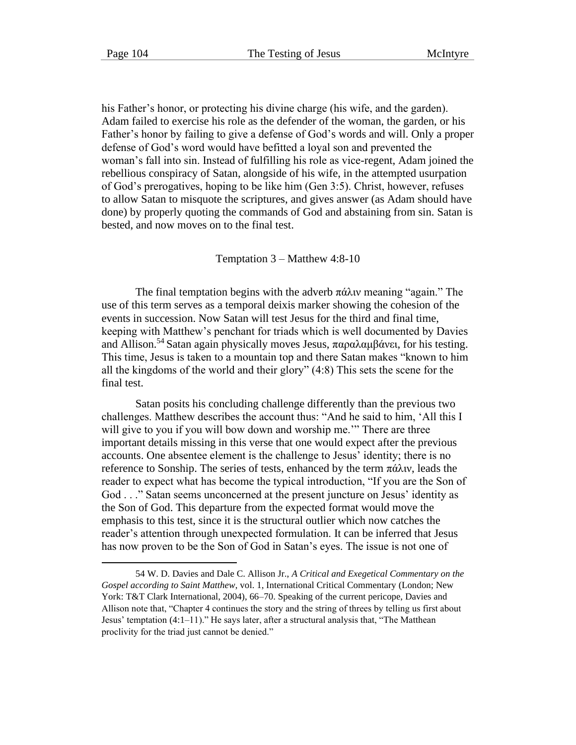his Father's honor, or protecting his divine charge (his wife, and the garden). Adam failed to exercise his role as the defender of the woman, the garden, or his Father's honor by failing to give a defense of God's words and will. Only a proper defense of God's word would have befitted a loyal son and prevented the woman's fall into sin. Instead of fulfilling his role as vice-regent, Adam joined the rebellious conspiracy of Satan, alongside of his wife, in the attempted usurpation of God's prerogatives, hoping to be like him (Gen 3:5). Christ, however, refuses to allow Satan to misquote the scriptures, and gives answer (as Adam should have done) by properly quoting the commands of God and abstaining from sin. Satan is bested, and now moves on to the final test.

### Temptation 3 – Matthew 4:8-10

The final temptation begins with the adverb πάλιν meaning "again." The use of this term serves as a temporal deixis marker showing the cohesion of the events in succession. Now Satan will test Jesus for the third and final time, keeping with Matthew's penchant for triads which is well documented by Davies and Allison.[54] Satan again physically moves Jesus, παραλαμβάνει, for his testing. This time, Jesus is taken to a mountain top and there Satan makes "known to him all the kingdoms of the world and their glory" (4:8) This sets the scene for the final test.

Satan posits his concluding challenge differently than the previous two challenges. Matthew describes the account thus: "And he said to him, 'All this I will give to you if you will bow down and worship me.'" There are three important details missing in this verse that one would expect after the previous accounts. One absentee element is the challenge to Jesus' identity; there is no reference to Sonship. The series of tests, enhanced by the term πάλιν, leads the reader to expect what has become the typical introduction, "If you are the Son of God . . ." Satan seems unconcerned at the present juncture on Jesus' identity as the Son of God. This departure from the expected format would move the emphasis to this test, since it is the structural outlier which now catches the reader's attention through unexpected formulation. It can be inferred that Jesus has now proven to be the Son of God in Satan's eyes. The issue is not one of

---

54 W. D. Davies and Dale C. Allison Jr., *A Critical and Exegetical Commentary on the Gospel according to Saint Matthew*, vol. 1, International Critical Commentary (London; New York: T&T Clark International, 2004), 66–70. Speaking of the current pericope, Davies and Allison note that, "Chapter 4 continues the story and the string of threes by telling us first about Jesus' temptation (4:1–11)." He says later, after a structural analysis that, "The Matthean proclivity for the triad just cannot be denied."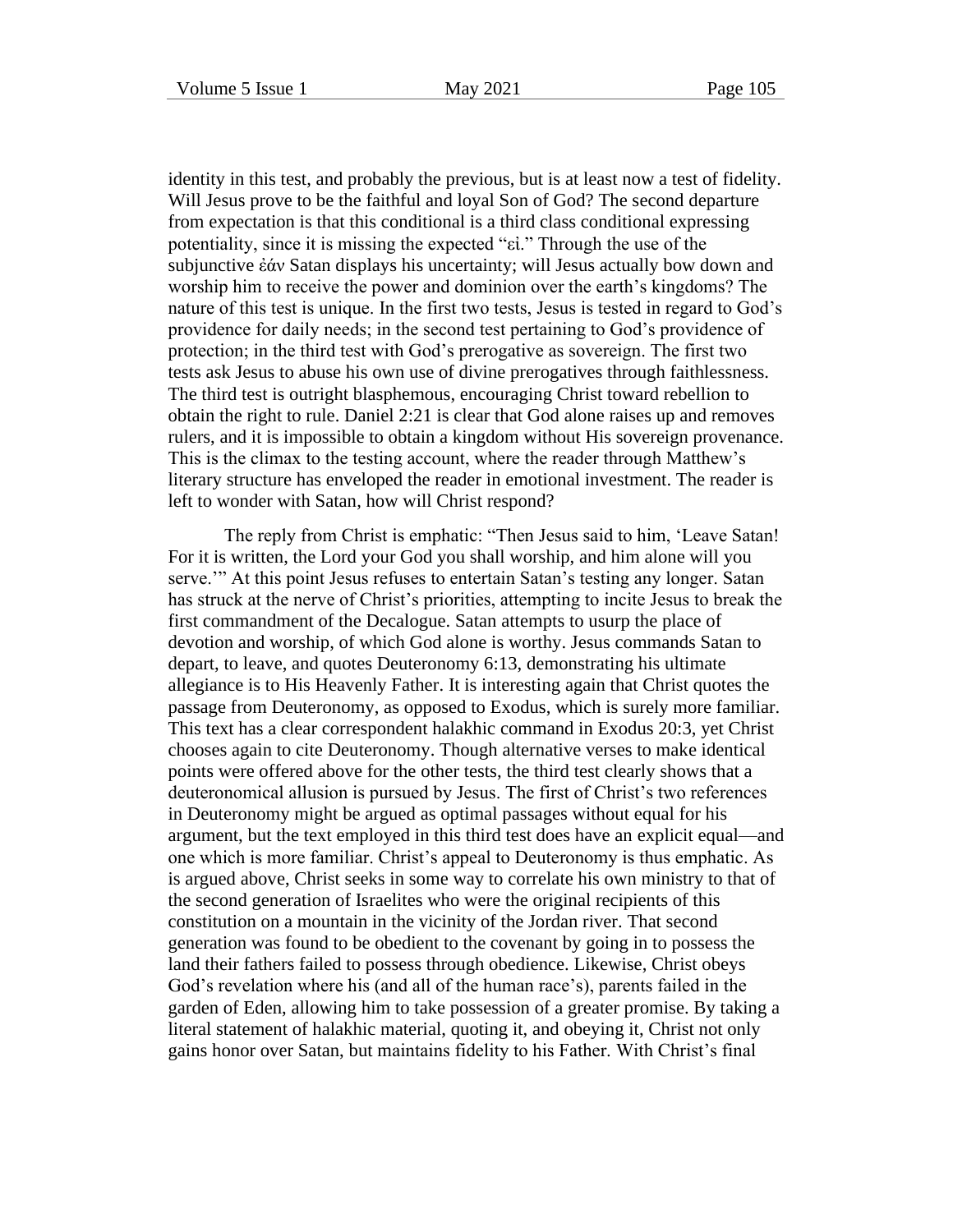identity in this test, and probably the previous, but is at least now a test of fidelity. Will Jesus prove to be the faithful and loyal Son of God? The second departure from expectation is that this conditional is a third class conditional expressing potentiality, since it is missing the expected "εἰ." Through the use of the subjunctive ἐάν Satan displays his uncertainty; will Jesus actually bow down and worship him to receive the power and dominion over the earth's kingdoms? The nature of this test is unique. In the first two tests, Jesus is tested in regard to God's providence for daily needs; in the second test pertaining to God's providence of protection; in the third test with God's prerogative as sovereign. The first two tests ask Jesus to abuse his own use of divine prerogatives through faithlessness. The third test is outright blasphemous, encouraging Christ toward rebellion to obtain the right to rule. Daniel 2:21 is clear that God alone raises up and removes rulers, and it is impossible to obtain a kingdom without His sovereign provenance. This is the climax to the testing account, where the reader through Matthew's literary structure has enveloped the reader in emotional investment. The reader is left to wonder with Satan, how will Christ respond?

The reply from Christ is emphatic: "Then Jesus said to him, 'Leave Satan! For it is written, the Lord your God you shall worship, and him alone will you serve.'" At this point Jesus refuses to entertain Satan's testing any longer. Satan has struck at the nerve of Christ's priorities, attempting to incite Jesus to break the first commandment of the Decalogue. Satan attempts to usurp the place of devotion and worship, of which God alone is worthy. Jesus commands Satan to depart, to leave, and quotes Deuteronomy 6:13, demonstrating his ultimate allegiance is to His Heavenly Father. It is interesting again that Christ quotes the passage from Deuteronomy, as opposed to Exodus, which is surely more familiar. This text has a clear correspondent halakhic command in Exodus 20:3, yet Christ chooses again to cite Deuteronomy. Though alternative verses to make identical points were offered above for the other tests, the third test clearly shows that a deuteronomical allusion is pursued by Jesus. The first of Christ's two references in Deuteronomy might be argued as optimal passages without equal for his argument, but the text employed in this third test does have an explicit equal—and one which is more familiar. Christ's appeal to Deuteronomy is thus emphatic. As is argued above, Christ seeks in some way to correlate his own ministry to that of the second generation of Israelites who were the original recipients of this constitution on a mountain in the vicinity of the Jordan river. That second generation was found to be obedient to the covenant by going in to possess the land their fathers failed to possess through obedience. Likewise, Christ obeys God's revelation where his (and all of the human race's), parents failed in the garden of Eden, allowing him to take possession of a greater promise. By taking a literal statement of halakhic material, quoting it, and obeying it, Christ not only gains honor over Satan, but maintains fidelity to his Father. With Christ's final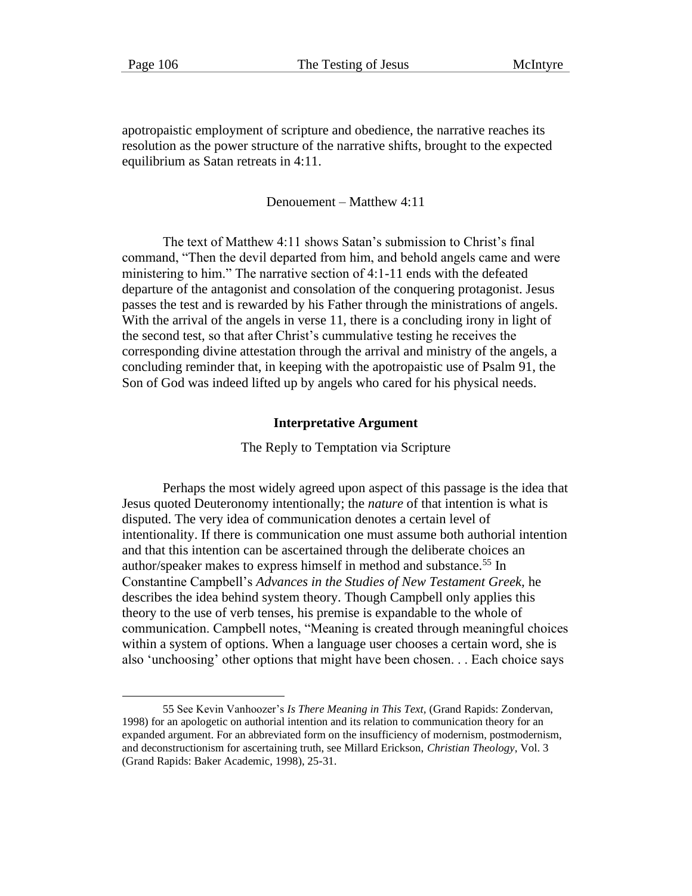apotropaistic employment of scripture and obedience, the narrative reaches its resolution as the power structure of the narrative shifts, brought to the expected equilibrium as Satan retreats in 4:11.

### Denouement – Matthew 4:11

The text of Matthew 4:11 shows Satan's submission to Christ's final command, "Then the devil departed from him, and behold angels came and were ministering to him." The narrative section of 4:1-11 ends with the defeated departure of the antagonist and consolation of the conquering protagonist. Jesus passes the test and is rewarded by his Father through the ministrations of angels. With the arrival of the angels in verse 11, there is a concluding irony in light of the second test, so that after Christ's cummulative testing he receives the corresponding divine attestation through the arrival and ministry of the angels, a concluding reminder that, in keeping with the apotropaistic use of Psalm 91, the Son of God was indeed lifted up by angels who cared for his physical needs.

## Interpretative Argument

### The Reply to Temptation via Scripture

Perhaps the most widely agreed upon aspect of this passage is the idea that Jesus quoted Deuteronomy intentionally; the *nature* of that intention is what is disputed. The very idea of communication denotes a certain level of intentionality. If there is communication one must assume both authorial intention and that this intention can be ascertained through the deliberate choices an author/speaker makes to express himself in method and substance.[55] In Constantine Campbell's *Advances in the Studies of New Testament Greek,* he describes the idea behind system theory. Though Campbell only applies this theory to the use of verb tenses, his premise is expandable to the whole of communication. Campbell notes, "Meaning is created through meaningful choices within a system of options. When a language user chooses a certain word, she is also 'unchoosing' other options that might have been chosen. . . Each choice says

---

55 See Kevin Vanhoozer's *Is There Meaning in This Text,* (Grand Rapids: Zondervan, 1998) for an apologetic on authorial intention and its relation to communication theory for an expanded argument. For an abbreviated form on the insufficiency of modernism, postmodernism, and deconstructionism for ascertaining truth, see Millard Erickson, *Christian Theology*, Vol. 3 (Grand Rapids: Baker Academic, 1998), 25-31.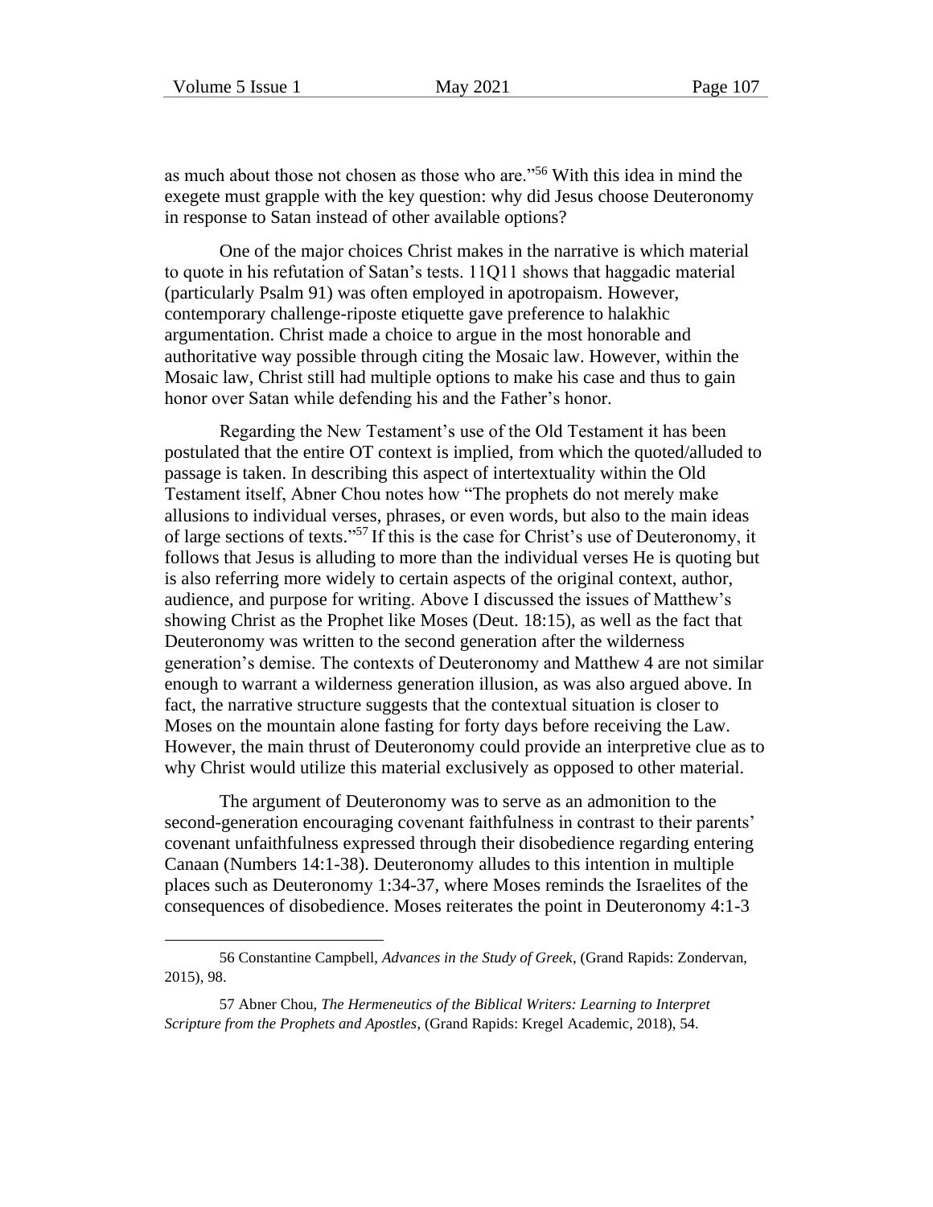as much about those not chosen as those who are."[56] With this idea in mind the exegete must grapple with the key question: why did Jesus choose Deuteronomy in response to Satan instead of other available options?

One of the major choices Christ makes in the narrative is which material to quote in his refutation of Satan's tests. 11Q11 shows that haggadic material (particularly Psalm 91) was often employed in apotropaism. However, contemporary challenge-riposte etiquette gave preference to halakhic argumentation. Christ made a choice to argue in the most honorable and authoritative way possible through citing the Mosaic law. However, within the Mosaic law, Christ still had multiple options to make his case and thus to gain honor over Satan while defending his and the Father's honor.

Regarding the New Testament's use of the Old Testament it has been postulated that the entire OT context is implied, from which the quoted/alluded to passage is taken. In describing this aspect of intertextuality within the Old Testament itself, Abner Chou notes how "The prophets do not merely make allusions to individual verses, phrases, or even words, but also to the main ideas of large sections of texts."[57] If this is the case for Christ's use of Deuteronomy, it follows that Jesus is alluding to more than the individual verses He is quoting but is also referring more widely to certain aspects of the original context, author, audience, and purpose for writing. Above I discussed the issues of Matthew's showing Christ as the Prophet like Moses (Deut. 18:15), as well as the fact that Deuteronomy was written to the second generation after the wilderness generation's demise. The contexts of Deuteronomy and Matthew 4 are not similar enough to warrant a wilderness generation illusion, as was also argued above. In fact, the narrative structure suggests that the contextual situation is closer to Moses on the mountain alone fasting for forty days before receiving the Law. However, the main thrust of Deuteronomy could provide an interpretive clue as to why Christ would utilize this material exclusively as opposed to other material.

The argument of Deuteronomy was to serve as an admonition to the second-generation encouraging covenant faithfulness in contrast to their parents' covenant unfaithfulness expressed through their disobedience regarding entering Canaan (Numbers 14:1-38). Deuteronomy alludes to this intention in multiple places such as Deuteronomy 1:34-37, where Moses reminds the Israelites of the consequences of disobedience. Moses reiterates the point in Deuteronomy 4:1-3

---

56 Constantine Campbell, *Advances in the Study of Greek*, (Grand Rapids: Zondervan, 2015), 98.

57 Abner Chou, *The Hermeneutics of the Biblical Writers: Learning to Interpret Scripture from the Prophets and Apostles*, (Grand Rapids: Kregel Academic, 2018), 54.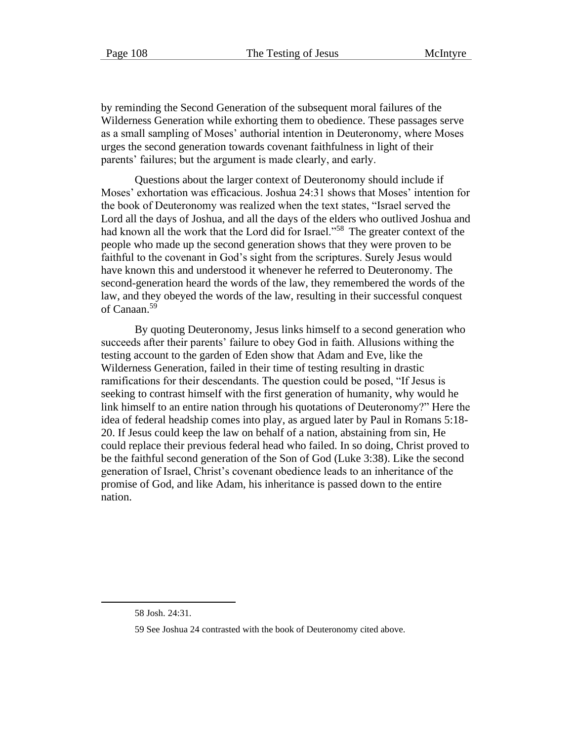by reminding the Second Generation of the subsequent moral failures of the Wilderness Generation while exhorting them to obedience. These passages serve as a small sampling of Moses' authorial intention in Deuteronomy, where Moses urges the second generation towards covenant faithfulness in light of their parents' failures; but the argument is made clearly, and early.

Questions about the larger context of Deuteronomy should include if Moses' exhortation was efficacious. Joshua 24:31 shows that Moses' intention for the book of Deuteronomy was realized when the text states, "Israel served the Lord all the days of Joshua, and all the days of the elders who outlived Joshua and had known all the work that the Lord did for Israel."[58] The greater context of the people who made up the second generation shows that they were proven to be faithful to the covenant in God's sight from the scriptures. Surely Jesus would have known this and understood it whenever he referred to Deuteronomy. The second-generation heard the words of the law, they remembered the words of the law, and they obeyed the words of the law, resulting in their successful conquest of Canaan.[59]

By quoting Deuteronomy, Jesus links himself to a second generation who succeeds after their parents' failure to obey God in faith. Allusions withing the testing account to the garden of Eden show that Adam and Eve, like the Wilderness Generation, failed in their time of testing resulting in drastic ramifications for their descendants. The question could be posed, "If Jesus is seeking to contrast himself with the first generation of humanity, why would he link himself to an entire nation through his quotations of Deuteronomy?" Here the idea of federal headship comes into play, as argued later by Paul in Romans 5:18-20. If Jesus could keep the law on behalf of a nation, abstaining from sin, He could replace their previous federal head who failed. In so doing, Christ proved to be the faithful second generation of the Son of God (Luke 3:38). Like the second generation of Israel, Christ's covenant obedience leads to an inheritance of the promise of God, and like Adam, his inheritance is passed down to the entire nation.

---

58 Josh. 24:31.

59 See Joshua 24 contrasted with the book of Deuteronomy cited above.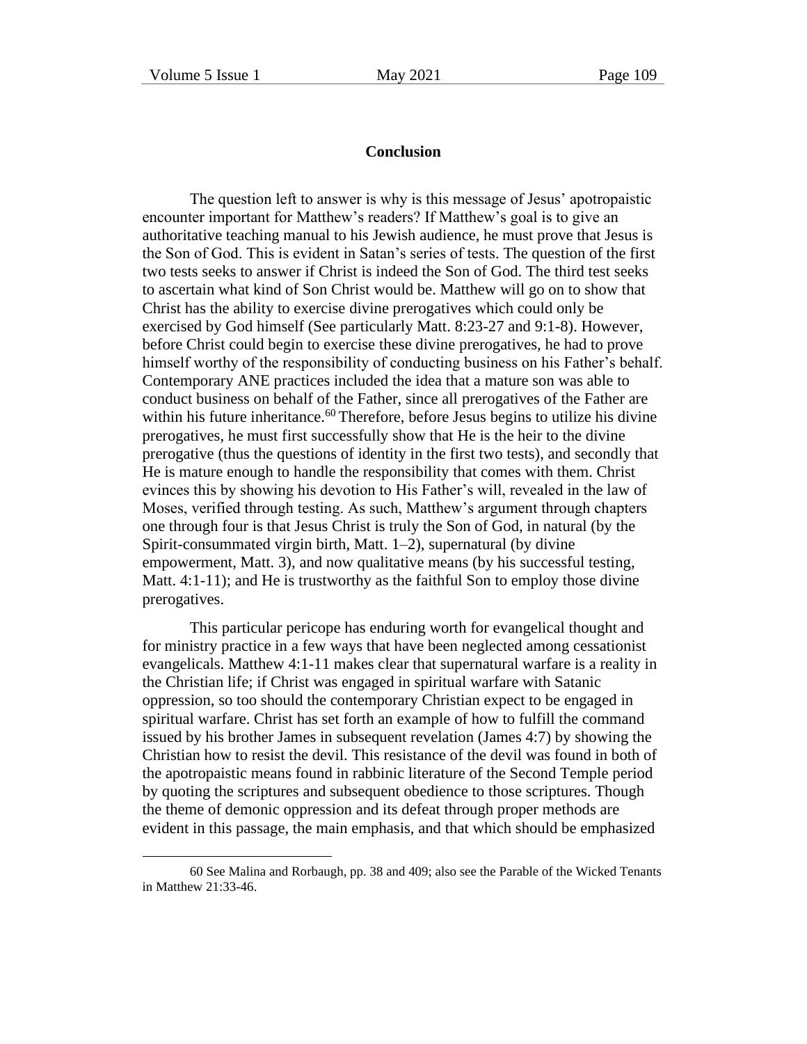## Conclusion

The question left to answer is why is this message of Jesus' apotropaistic encounter important for Matthew's readers? If Matthew's goal is to give an authoritative teaching manual to his Jewish audience, he must prove that Jesus is the Son of God. This is evident in Satan's series of tests. The question of the first two tests seeks to answer if Christ is indeed the Son of God. The third test seeks to ascertain what kind of Son Christ would be. Matthew will go on to show that Christ has the ability to exercise divine prerogatives which could only be exercised by God himself (See particularly Matt. 8:23-27 and 9:1-8). However, before Christ could begin to exercise these divine prerogatives, he had to prove himself worthy of the responsibility of conducting business on his Father's behalf. Contemporary ANE practices included the idea that a mature son was able to conduct business on behalf of the Father, since all prerogatives of the Father are within his future inheritance.[60] Therefore, before Jesus begins to utilize his divine prerogatives, he must first successfully show that He is the heir to the divine prerogative (thus the questions of identity in the first two tests), and secondly that He is mature enough to handle the responsibility that comes with them. Christ evinces this by showing his devotion to His Father's will, revealed in the law of Moses, verified through testing. As such, Matthew's argument through chapters one through four is that Jesus Christ is truly the Son of God, in natural (by the Spirit-consummated virgin birth, Matt. 1–2), supernatural (by divine empowerment, Matt. 3), and now qualitative means (by his successful testing, Matt. 4:1-11); and He is trustworthy as the faithful Son to employ those divine prerogatives.

This particular pericope has enduring worth for evangelical thought and for ministry practice in a few ways that have been neglected among cessationist evangelicals. Matthew 4:1-11 makes clear that supernatural warfare is a reality in the Christian life; if Christ was engaged in spiritual warfare with Satanic oppression, so too should the contemporary Christian expect to be engaged in spiritual warfare. Christ has set forth an example of how to fulfill the command issued by his brother James in subsequent revelation (James 4:7) by showing the Christian how to resist the devil. This resistance of the devil was found in both of the apotropaistic means found in rabbinic literature of the Second Temple period by quoting the scriptures and subsequent obedience to those scriptures. Though the theme of demonic oppression and its defeat through proper methods are evident in this passage, the main emphasis, and that which should be emphasized

---

60 See Malina and Rorbaugh, pp. 38 and 409; also see the Parable of the Wicked Tenants in Matthew 21:33-46.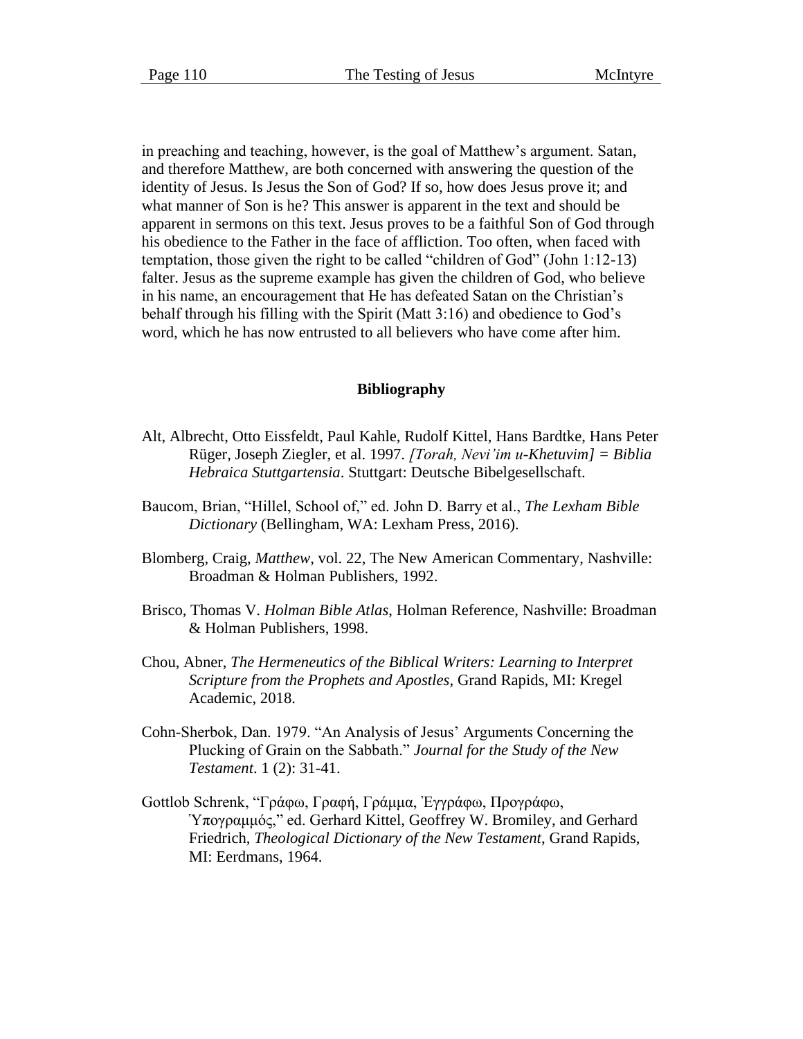in preaching and teaching, however, is the goal of Matthew's argument. Satan, and therefore Matthew, are both concerned with answering the question of the identity of Jesus. Is Jesus the Son of God? If so, how does Jesus prove it; and what manner of Son is he? This answer is apparent in the text and should be apparent in sermons on this text. Jesus proves to be a faithful Son of God through his obedience to the Father in the face of affliction. Too often, when faced with temptation, those given the right to be called "children of God" (John 1:12-13) falter. Jesus as the supreme example has given the children of God, who believe in his name, an encouragement that He has defeated Satan on the Christian's behalf through his filling with the Spirit (Matt 3:16) and obedience to God's word, which he has now entrusted to all believers who have come after him.

## Bibliography

Alt, Albrecht, Otto Eissfeldt, Paul Kahle, Rudolf Kittel, Hans Bardtke, Hans Peter Rüger, Joseph Ziegler, et al. 1997. *[Torah, Nevi'im u-Khetuvim] = Biblia Hebraica Stuttgartensia*. Stuttgart: Deutsche Bibelgesellschaft.

Baucom, Brian, "Hillel, School of," ed. John D. Barry et al., *The Lexham Bible Dictionary* (Bellingham, WA: Lexham Press, 2016).

Blomberg, Craig, *Matthew*, vol. 22, The New American Commentary, Nashville: Broadman & Holman Publishers, 1992.

Brisco, Thomas V. *Holman Bible Atlas*, Holman Reference, Nashville: Broadman & Holman Publishers, 1998.

Chou, Abner, *The Hermeneutics of the Biblical Writers: Learning to Interpret Scripture from the Prophets and Apostles*, Grand Rapids, MI: Kregel Academic, 2018.

Cohn-Sherbok, Dan. 1979. "An Analysis of Jesus' Arguments Concerning the Plucking of Grain on the Sabbath." *Journal for the Study of the New Testament*. 1 (2): 31-41.

Gottlob Schrenk, "Γράφω, Γραφή, Γράμμα, Ἐγγράφω, Προγράφω, Ὑπογραμμός," ed. Gerhard Kittel, Geoffrey W. Bromiley, and Gerhard Friedrich, *Theological Dictionary of the New Testament*, Grand Rapids, MI: Eerdmans, 1964.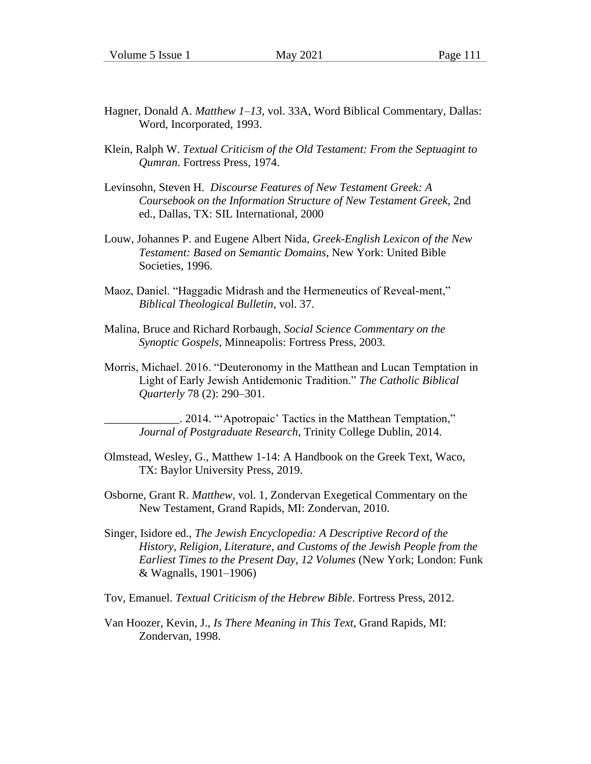Hagner, Donald A. *Matthew 1–13*, vol. 33A, Word Biblical Commentary, Dallas: Word, Incorporated, 1993.

Klein, Ralph W. *Textual Criticism of the Old Testament: From the Septuagint to Qumran*. Fortress Press, 1974.

Levinsohn, Steven H. *Discourse Features of New Testament Greek: A Coursebook on the Information Structure of New Testament Greek*, 2nd ed., Dallas, TX: SIL International, 2000

Louw, Johannes P. and Eugene Albert Nida, *Greek-English Lexicon of the New Testament: Based on Semantic Domains*, New York: United Bible Societies, 1996.

Maoz, Daniel. "Haggadic Midrash and the Hermeneutics of Reveal-ment," *Biblical Theological Bulletin*, vol. 37.

Malina, Bruce and Richard Rorbaugh, *Social Science Commentary on the Synoptic Gospels*, Minneapolis: Fortress Press, 2003.

Morris, Michael. 2016. "Deuteronomy in the Matthean and Lucan Temptation in Light of Early Jewish Antidemonic Tradition." *The Catholic Biblical Quarterly* 78 (2): 290–301.

_____________. 2014. "'Apotropaic' Tactics in the Matthean Temptation," *Journal of Postgraduate Research*, Trinity College Dublin, 2014.

Olmstead, Wesley, G., Matthew 1-14: A Handbook on the Greek Text, Waco, TX: Baylor University Press, 2019.

Osborne, Grant R. *Matthew*, vol. 1, Zondervan Exegetical Commentary on the New Testament, Grand Rapids, MI: Zondervan, 2010.

Singer, Isidore ed., *The Jewish Encyclopedia: A Descriptive Record of the History, Religion, Literature, and Customs of the Jewish People from the Earliest Times to the Present Day, 12 Volumes* (New York; London: Funk & Wagnalls, 1901–1906)

Tov, Emanuel. *Textual Criticism of the Hebrew Bible*. Fortress Press, 2012.

Van Hoozer, Kevin, J., *Is There Meaning in This Text*, Grand Rapids, MI: Zondervan, 1998.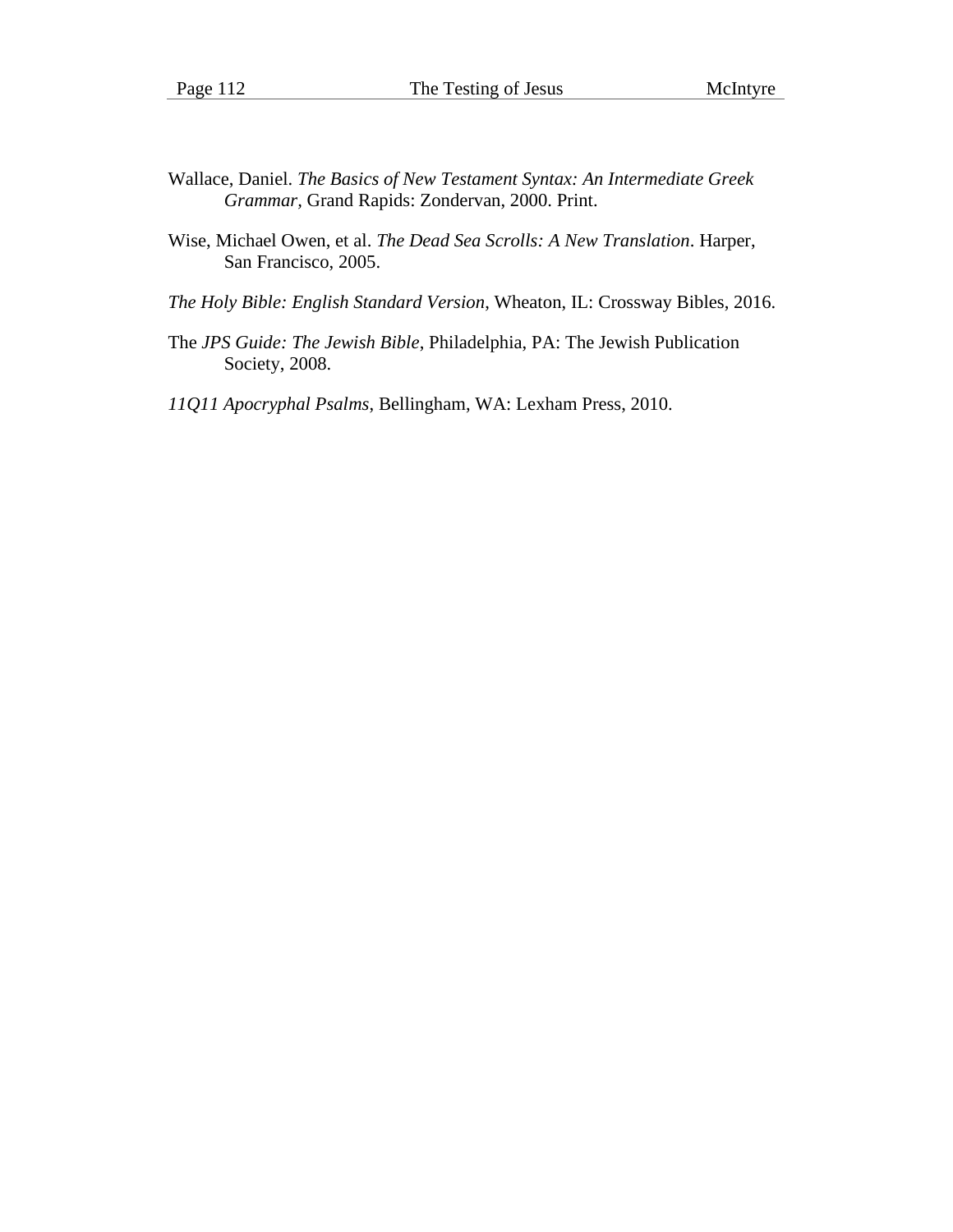Wallace, Daniel. *The Basics of New Testament Syntax: An Intermediate Greek Grammar*, Grand Rapids: Zondervan, 2000. Print.

Wise, Michael Owen, et al. *The Dead Sea Scrolls: A New Translation*. Harper, San Francisco, 2005.

*The Holy Bible: English Standard Version*, Wheaton, IL: Crossway Bibles, 2016.

The *JPS Guide: The Jewish Bible*, Philadelphia, PA: The Jewish Publication Society, 2008.

*11Q11 Apocryphal Psalms*, Bellingham, WA: Lexham Press, 2010.